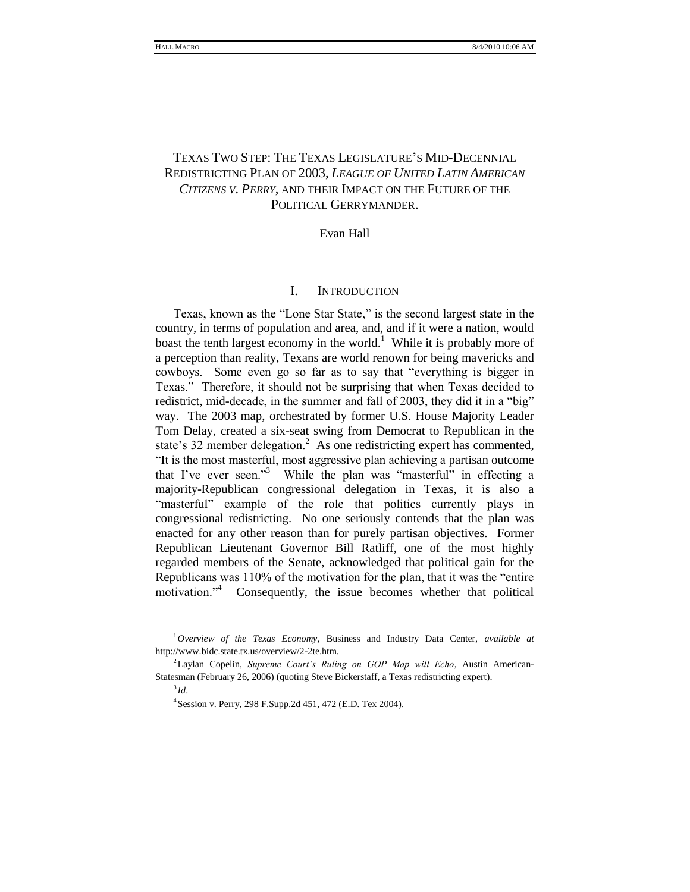# TEXAS TWO STEP: THE TEXAS LEGISLATURE'S MID-DECENNIAL REDISTRICTING PLAN OF 2003, *LEAGUE OF UNITED LATIN AMERICAN CITIZENS V. PERRY*, AND THEIR IMPACT ON THE FUTURE OF THE POLITICAL GERRYMANDER.

Evan Hall

## I. INTRODUCTION

Texas, known as the "Lone Star State," is the second largest state in the country, in terms of population and area, and, and if it were a nation, would boast the tenth largest economy in the world.[1] While it is probably more of a perception than reality, Texans are world renown for being mavericks and cowboys. Some even go so far as to say that "everything is bigger in Texas." Therefore, it should not be surprising that when Texas decided to redistrict, mid-decade, in the summer and fall of 2003, they did it in a "big" way. The 2003 map, orchestrated by former U.S. House Majority Leader Tom Delay, created a six-seat swing from Democrat to Republican in the state's 32 member delegation.[2] As one redistricting expert has commented, "It is the most masterful, most aggressive plan achieving a partisan outcome that I've ever seen."[3] While the plan was "masterful" in effecting a majority-Republican congressional delegation in Texas, it is also a "masterful" example of the role that politics currently plays in congressional redistricting. No one seriously contends that the plan was enacted for any other reason than for purely partisan objectives. Former Republican Lieutenant Governor Bill Ratliff, one of the most highly regarded members of the Senate, acknowledged that political gain for the Republicans was 110% of the motivation for the plan, that it was the "entire motivation."[4] Consequently, the issue becomes whether that political

---

[1] *Overview of the Texas Economy*, Business and Industry Data Center, *available at* http://www.bidc.state.tx.us/overview/2-2te.htm.

[2] Laylan Copelin, *Supreme Court's Ruling on GOP Map will Echo*, Austin American-Statesman (February 26, 2006) (quoting Steve Bickerstaff, a Texas redistricting expert).

[3] *Id*.

[4] Session v. Perry, 298 F.Supp.2d 451, 472 (E.D. Tex 2004).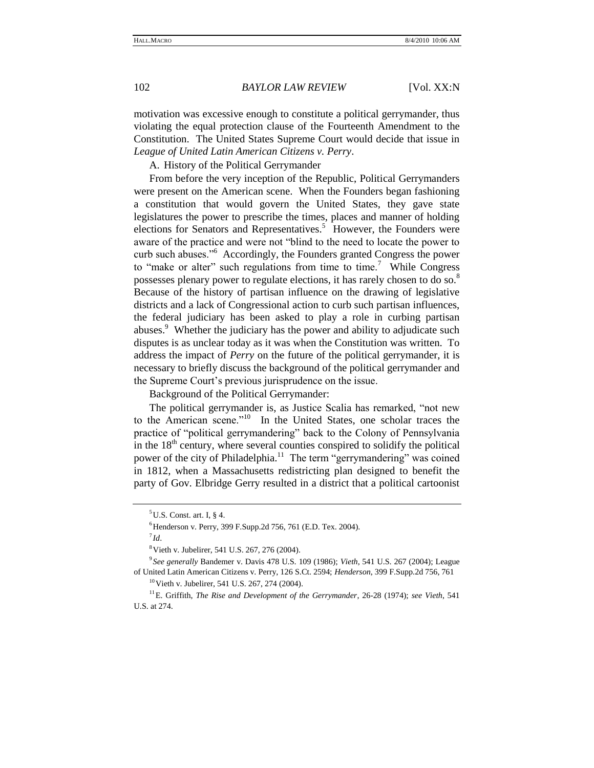motivation was excessive enough to constitute a political gerrymander, thus violating the equal protection clause of the Fourteenth Amendment to the Constitution. The United States Supreme Court would decide that issue in *League of United Latin American Citizens v. Perry*.

A. History of the Political Gerrymander

From before the very inception of the Republic, Political Gerrymanders were present on the American scene. When the Founders began fashioning a constitution that would govern the United States, they gave state legislatures the power to prescribe the times, places and manner of holding elections for Senators and Representatives.[5] However, the Founders were aware of the practice and were not "blind to the need to locate the power to curb such abuses."[6] Accordingly, the Founders granted Congress the power to "make or alter" such regulations from time to time.[7] While Congress possesses plenary power to regulate elections, it has rarely chosen to do so.[8] Because of the history of partisan influence on the drawing of legislative districts and a lack of Congressional action to curb such partisan influences, the federal judiciary has been asked to play a role in curbing partisan abuses.[9] Whether the judiciary has the power and ability to adjudicate such disputes is as unclear today as it was when the Constitution was written. To address the impact of *Perry* on the future of the political gerrymander, it is necessary to briefly discuss the background of the political gerrymander and the Supreme Court's previous jurisprudence on the issue.

Background of the Political Gerrymander:

The political gerrymander is, as Justice Scalia has remarked, "not new to the American scene."[10] In the United States, one scholar traces the practice of "political gerrymandering" back to the Colony of Pennsylvania in the 18th century, where several counties conspired to solidify the political power of the city of Philadelphia.[11] The term "gerrymandering" was coined in 1812, when a Massachusetts redistricting plan designed to benefit the party of Gov. Elbridge Gerry resulted in a district that a political cartoonist

---

[5] U.S. Const. art. I, § 4.

[6] Henderson v. Perry, 399 F.Supp.2d 756, 761 (E.D. Tex. 2004).

[7] *Id*.

[8] Vieth v. Jubelirer, 541 U.S. 267, 276 (2004).

[9] *See generally* Bandemer v. Davis 478 U.S. 109 (1986); *Vieth*, 541 U.S. 267 (2004); League of United Latin American Citizens v. Perry, 126 S.Ct. 2594; *Henderson*, 399 F.Supp.2d 756, 761

[10] Vieth v. Jubelirer, 541 U.S. 267, 274 (2004).

[11] E. Griffith, *The Rise and Development of the Gerrymander*, 26-28 (1974); *see Vieth*, 541 U.S. at 274.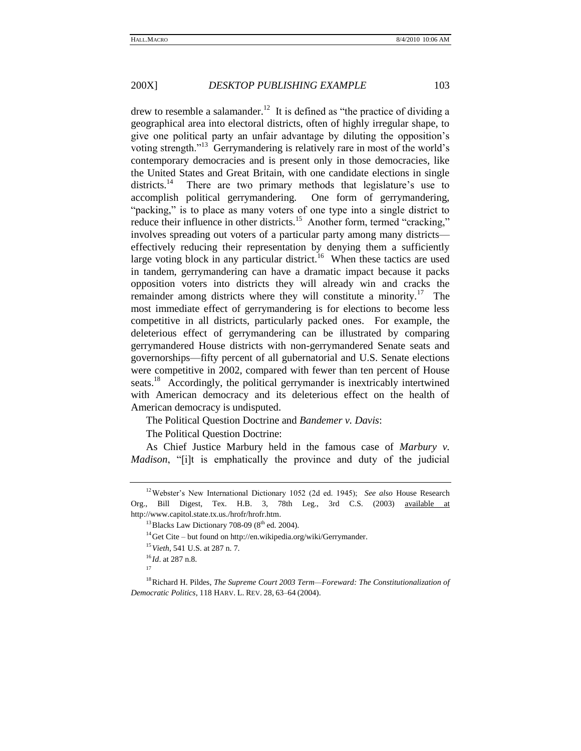drew to resemble a salamander.[12] It is defined as "the practice of dividing a geographical area into electoral districts, often of highly irregular shape, to give one political party an unfair advantage by diluting the opposition's voting strength."[13] Gerrymandering is relatively rare in most of the world's contemporary democracies and is present only in those democracies, like the United States and Great Britain, with one candidate elections in single districts.[14] There are two primary methods that legislature's use to accomplish political gerrymandering. One form of gerrymandering, "packing," is to place as many voters of one type into a single district to reduce their influence in other districts.[15] Another form, termed "cracking," involves spreading out voters of a particular party among many districts—effectively reducing their representation by denying them a sufficiently large voting block in any particular district.[16] When these tactics are used in tandem, gerrymandering can have a dramatic impact because it packs opposition voters into districts they will already win and cracks the remainder among districts where they will constitute a minority.[17] The most immediate effect of gerrymandering is for elections to become less competitive in all districts, particularly packed ones. For example, the deleterious effect of gerrymandering can be illustrated by comparing gerrymandered House districts with non-gerrymandered Senate seats and governorships—fifty percent of all gubernatorial and U.S. Senate elections were competitive in 2002, compared with fewer than ten percent of House seats.[18] Accordingly, the political gerrymander is inextricably intertwined with American democracy and its deleterious effect on the health of American democracy is undisputed.

The Political Question Doctrine and *Bandemer v. Davis*:

The Political Question Doctrine:

As Chief Justice Marbury held in the famous case of *Marbury v. Madison*, "[i]t is emphatically the province and duty of the judicial

---

[12] Webster's New International Dictionary 1052 (2d ed. 1945); *See also* House Research Org., Bill Digest, Tex. H.B. 3, 78th Leg., 3rd C.S. (2003) available at http://www.capitol.state.tx.us./hrofr/hrofr.htm.

[13] Blacks Law Dictionary 708-09 (8th ed. 2004).

[14] Get Cite – but found on http://en.wikipedia.org/wiki/Gerrymander.

[15] *Vieth*, 541 U.S. at 287 n. 7.

[16] *Id*. at 287 n.8.

[17]

[18] Richard H. Pildes, *The Supreme Court 2003 Term—Foreward: The Constitutionalization of Democratic Politics*, 118 HARV. L. REV. 28, 63–64 (2004).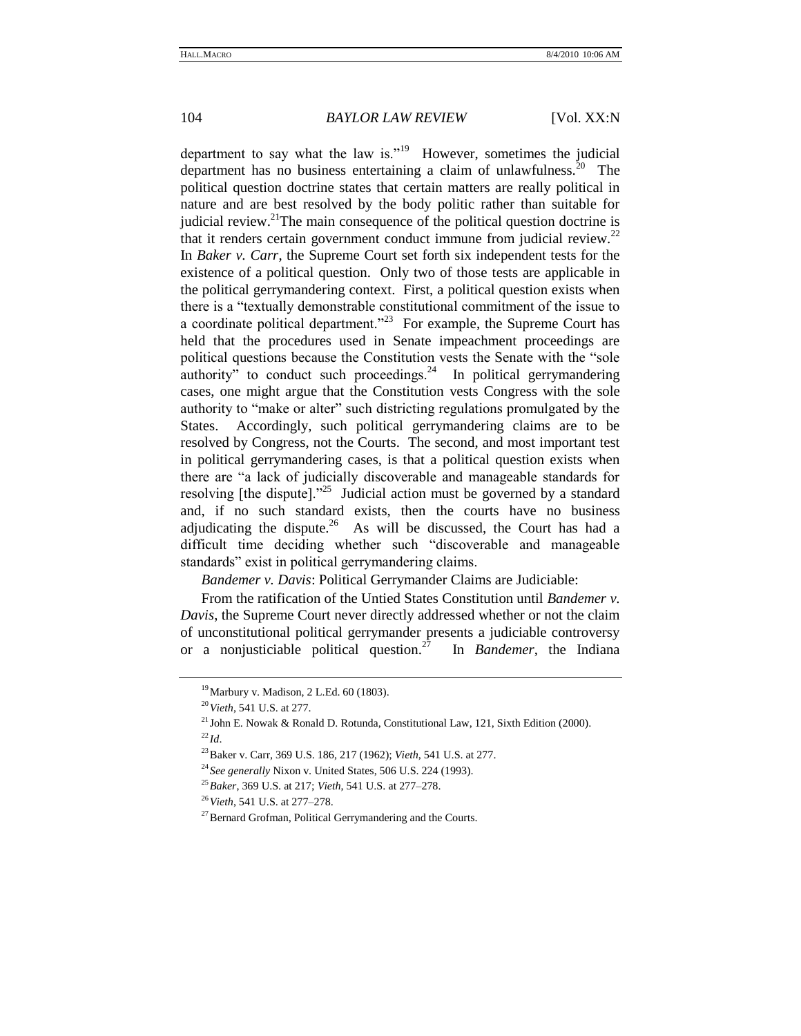department to say what the law is."[19] However, sometimes the judicial department has no business entertaining a claim of unlawfulness.[20] The political question doctrine states that certain matters are really political in nature and are best resolved by the body politic rather than suitable for judicial review.[21]The main consequence of the political question doctrine is that it renders certain government conduct immune from judicial review.[22] In *Baker v. Carr*, the Supreme Court set forth six independent tests for the existence of a political question. Only two of those tests are applicable in the political gerrymandering context. First, a political question exists when there is a "textually demonstrable constitutional commitment of the issue to a coordinate political department."[23] For example, the Supreme Court has held that the procedures used in Senate impeachment proceedings are political questions because the Constitution vests the Senate with the "sole authority" to conduct such proceedings.[24] In political gerrymandering cases, one might argue that the Constitution vests Congress with the sole authority to "make or alter" such districting regulations promulgated by the States. Accordingly, such political gerrymandering claims are to be resolved by Congress, not the Courts. The second, and most important test in political gerrymandering cases, is that a political question exists when there are "a lack of judicially discoverable and manageable standards for resolving [the dispute]."[25] Judicial action must be governed by a standard and, if no such standard exists, then the courts have no business adjudicating the dispute.[26] As will be discussed, the Court has had a difficult time deciding whether such "discoverable and manageable standards" exist in political gerrymandering claims.

*Bandemer v. Davis*: Political Gerrymander Claims are Judiciable:

From the ratification of the Untied States Constitution until *Bandemer v. Davis*, the Supreme Court never directly addressed whether or not the claim of unconstitutional political gerrymander presents a judiciable controversy or a nonjusticiable political question.[27] In *Bandemer*, the Indiana

---

[19] Marbury v. Madison, 2 L.Ed. 60 (1803).

[20] *Vieth*, 541 U.S. at 277.

[21] John E. Nowak & Ronald D. Rotunda, Constitutional Law, 121, Sixth Edition (2000).

[22] *Id*.

[23] Baker v. Carr, 369 U.S. 186, 217 (1962); *Vieth*, 541 U.S. at 277.

[24] *See generally* Nixon v. United States, 506 U.S. 224 (1993).

[25] *Baker*, 369 U.S. at 217; *Vieth*, 541 U.S. at 277–278.

[26] *Vieth*, 541 U.S. at 277–278.

[27] Bernard Grofman, Political Gerrymandering and the Courts.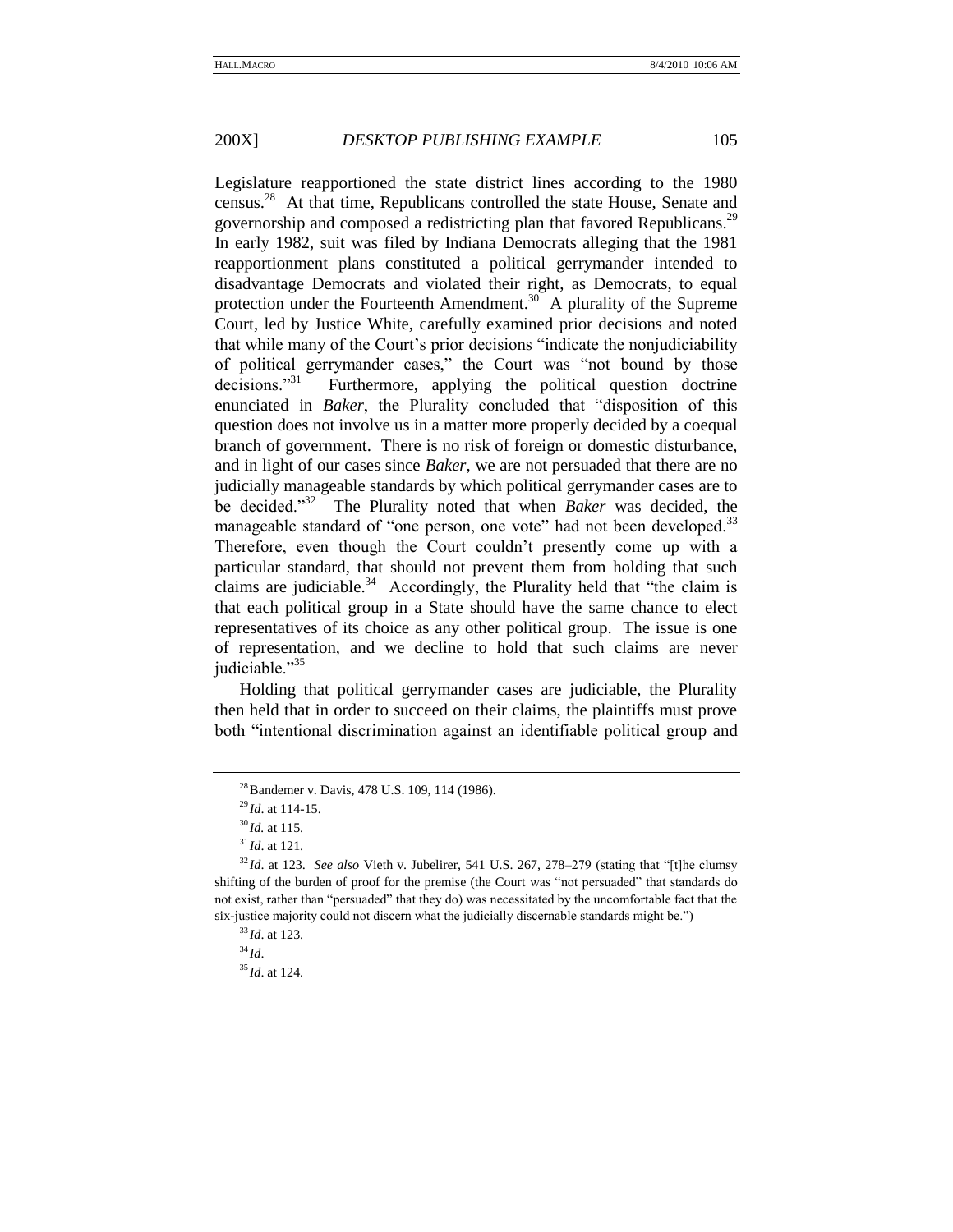Legislature reapportioned the state district lines according to the 1980 census.[28] At that time, Republicans controlled the state House, Senate and governorship and composed a redistricting plan that favored Republicans.[29] In early 1982, suit was filed by Indiana Democrats alleging that the 1981 reapportionment plans constituted a political gerrymander intended to disadvantage Democrats and violated their right, as Democrats, to equal protection under the Fourteenth Amendment.[30] A plurality of the Supreme Court, led by Justice White, carefully examined prior decisions and noted that while many of the Court's prior decisions "indicate the nonjudiciability of political gerrymander cases," the Court was "not bound by those decisions."[31] Furthermore, applying the political question doctrine enunciated in *Baker*, the Plurality concluded that "disposition of this question does not involve us in a matter more properly decided by a coequal branch of government. There is no risk of foreign or domestic disturbance, and in light of our cases since *Baker*, we are not persuaded that there are no judicially manageable standards by which political gerrymander cases are to be decided."[32] The Plurality noted that when *Baker* was decided, the manageable standard of "one person, one vote" had not been developed.[33] Therefore, even though the Court couldn't presently come up with a particular standard, that should not prevent them from holding that such claims are judiciable.[34] Accordingly, the Plurality held that "the claim is that each political group in a State should have the same chance to elect representatives of its choice as any other political group. The issue is one of representation, and we decline to hold that such claims are never judiciable."[35]

Holding that political gerrymander cases are judiciable, the Plurality then held that in order to succeed on their claims, the plaintiffs must prove both "intentional discrimination against an identifiable political group and

---

[28] Bandemer v. Davis, 478 U.S. 109, 114 (1986).

[29] *Id*. at 114-15.

[30] *Id.* at 115.

[31] *Id*. at 121.

[32] *Id*. at 123. *See also* Vieth v. Jubelirer, 541 U.S. 267, 278–279 (stating that "[t]he clumsy shifting of the burden of proof for the premise (the Court was "not persuaded" that standards do not exist, rather than "persuaded" that they do) was necessitated by the uncomfortable fact that the six-justice majority could not discern what the judicially discernable standards might be.")

[33] *Id*. at 123.

[34] *Id*.

[35] *Id*. at 124.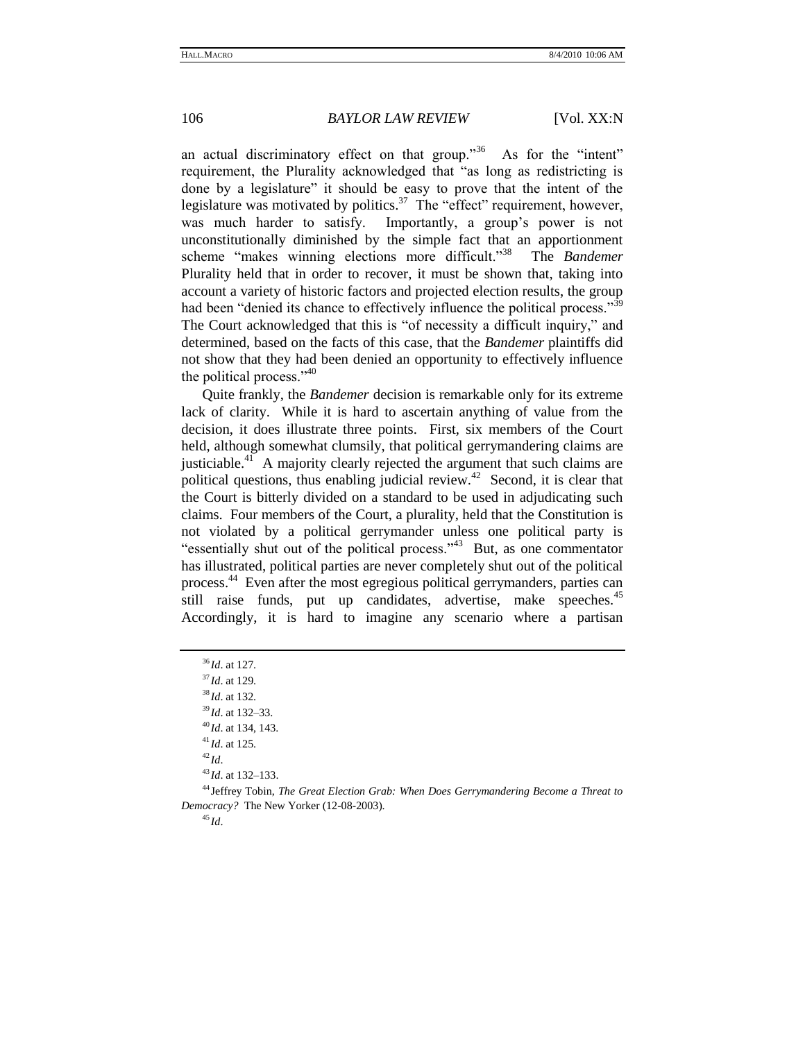an actual discriminatory effect on that group."[36] As for the "intent" requirement, the Plurality acknowledged that "as long as redistricting is done by a legislature" it should be easy to prove that the intent of the legislature was motivated by politics.[37] The "effect" requirement, however, was much harder to satisfy. Importantly, a group's power is not unconstitutionally diminished by the simple fact that an apportionment scheme "makes winning elections more difficult."[38] The *Bandemer* Plurality held that in order to recover, it must be shown that, taking into account a variety of historic factors and projected election results, the group had been "denied its chance to effectively influence the political process."[39] The Court acknowledged that this is "of necessity a difficult inquiry," and determined, based on the facts of this case, that the *Bandemer* plaintiffs did not show that they had been denied an opportunity to effectively influence the political process."[40]

Quite frankly, the *Bandemer* decision is remarkable only for its extreme lack of clarity. While it is hard to ascertain anything of value from the decision, it does illustrate three points. First, six members of the Court held, although somewhat clumsily, that political gerrymandering claims are justiciable.[41] A majority clearly rejected the argument that such claims are political questions, thus enabling judicial review.[42] Second, it is clear that the Court is bitterly divided on a standard to be used in adjudicating such claims. Four members of the Court, a plurality, held that the Constitution is not violated by a political gerrymander unless one political party is "essentially shut out of the political process."[43] But, as one commentator has illustrated, political parties are never completely shut out of the political process.[44] Even after the most egregious political gerrymanders, parties can still raise funds, put up candidates, advertise, make speeches.[45] Accordingly, it is hard to imagine any scenario where a partisan

---

[36] *Id*. at 127.

[37] *Id*. at 129.

[38] *Id*. at 132.

[39] *Id*. at 132–33.

[40] *Id*. at 134, 143.

[41] *Id*. at 125.

[42] *Id*.

[43] *Id*. at 132–133.

[44] Jeffrey Tobin, *The Great Election Grab: When Does Gerrymandering Become a Threat to Democracy?* The New Yorker (12-08-2003).

[45] *Id*.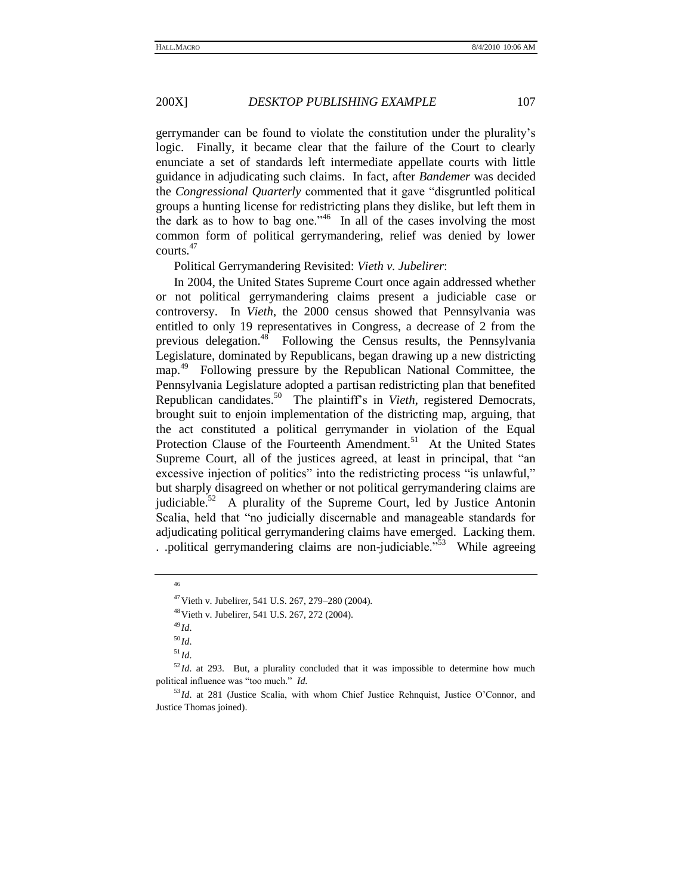gerrymander can be found to violate the constitution under the plurality's logic. Finally, it became clear that the failure of the Court to clearly enunciate a set of standards left intermediate appellate courts with little guidance in adjudicating such claims. In fact, after *Bandemer* was decided the *Congressional Quarterly* commented that it gave "disgruntled political groups a hunting license for redistricting plans they dislike, but left them in the dark as to how to bag one."[46] In all of the cases involving the most common form of political gerrymandering, relief was denied by lower courts.[47]

Political Gerrymandering Revisited: *Vieth v. Jubelirer*:

In 2004, the United States Supreme Court once again addressed whether or not political gerrymandering claims present a judiciable case or controversy. In *Vieth*, the 2000 census showed that Pennsylvania was entitled to only 19 representatives in Congress, a decrease of 2 from the previous delegation.[48] Following the Census results, the Pennsylvania Legislature, dominated by Republicans, began drawing up a new districting map.[49] Following pressure by the Republican National Committee, the Pennsylvania Legislature adopted a partisan redistricting plan that benefited Republican candidates.[50] The plaintiff's in *Vieth*, registered Democrats, brought suit to enjoin implementation of the districting map, arguing, that the act constituted a political gerrymander in violation of the Equal Protection Clause of the Fourteenth Amendment.[51] At the United States Supreme Court, all of the justices agreed, at least in principal, that "an excessive injection of politics" into the redistricting process "is unlawful," but sharply disagreed on whether or not political gerrymandering claims are judiciable.[52] A plurality of the Supreme Court, led by Justice Antonin Scalia, held that "no judicially discernable and manageable standards for adjudicating political gerrymandering claims have emerged. Lacking them. . .political gerrymandering claims are non-judiciable."[53] While agreeing

---

[46]

[47] Vieth v. Jubelirer, 541 U.S. 267, 279–280 (2004).

[48] Vieth v. Jubelirer, 541 U.S. 267, 272 (2004).

[49] *Id*.

[50] *Id*.

[51] *Id*.

[52] *Id*. at 293. But, a plurality concluded that it was impossible to determine how much political influence was "too much." *Id.*

[53] *Id*. at 281 (Justice Scalia, with whom Chief Justice Rehnquist, Justice O'Connor, and Justice Thomas joined).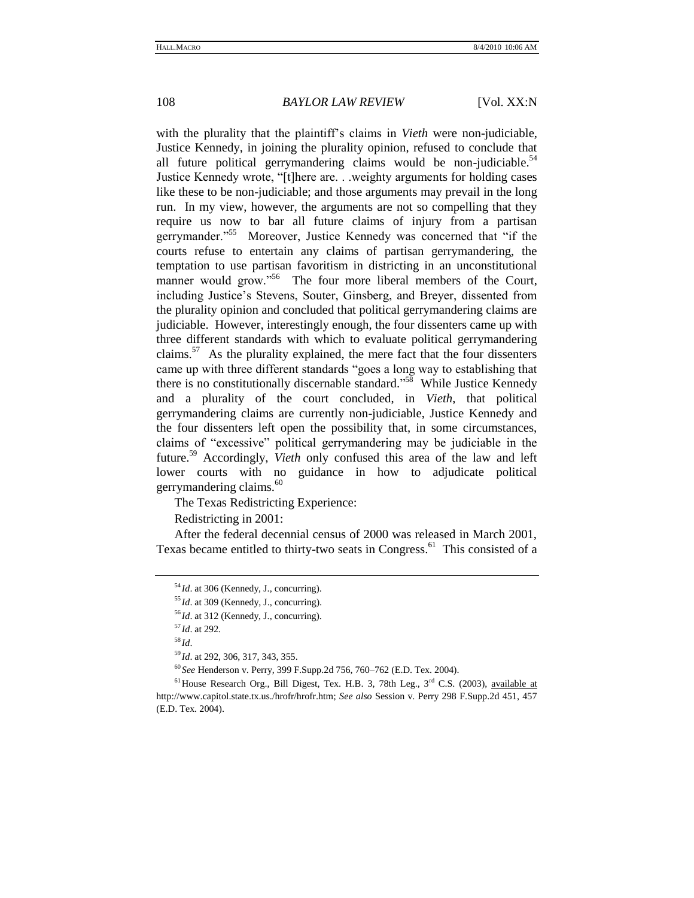with the plurality that the plaintiff's claims in *Vieth* were non-judiciable, Justice Kennedy, in joining the plurality opinion, refused to conclude that all future political gerrymandering claims would be non-judiciable.[54] Justice Kennedy wrote, "[t]here are. . .weighty arguments for holding cases like these to be non-judiciable; and those arguments may prevail in the long run. In my view, however, the arguments are not so compelling that they require us now to bar all future claims of injury from a partisan gerrymander."[55] Moreover, Justice Kennedy was concerned that "if the courts refuse to entertain any claims of partisan gerrymandering, the temptation to use partisan favoritism in districting in an unconstitutional manner would grow."[56] The four more liberal members of the Court, including Justice's Stevens, Souter, Ginsberg, and Breyer, dissented from the plurality opinion and concluded that political gerrymandering claims are judiciable. However, interestingly enough, the four dissenters came up with three different standards with which to evaluate political gerrymandering claims.[57] As the plurality explained, the mere fact that the four dissenters came up with three different standards "goes a long way to establishing that there is no constitutionally discernable standard."[58] While Justice Kennedy and a plurality of the court concluded, in *Vieth*, that political gerrymandering claims are currently non-judiciable, Justice Kennedy and the four dissenters left open the possibility that, in some circumstances, claims of "excessive" political gerrymandering may be judiciable in the future.[59] Accordingly, *Vieth* only confused this area of the law and left lower courts with no guidance in how to adjudicate political gerrymandering claims.[60]

The Texas Redistricting Experience:

Redistricting in 2001:

After the federal decennial census of 2000 was released in March 2001, Texas became entitled to thirty-two seats in Congress.[61] This consisted of a

---

[54] *Id*. at 306 (Kennedy, J., concurring).

[55] *Id*. at 309 (Kennedy, J., concurring).

[56] *Id*. at 312 (Kennedy, J., concurring).

[57] *Id*. at 292.

[58] *Id*.

[59] *Id*. at 292, 306, 317, 343, 355.

[60] *See* Henderson v. Perry, 399 F.Supp.2d 756, 760–762 (E.D. Tex. 2004).

[61] House Research Org., Bill Digest, Tex. H.B. 3, 78th Leg., 3rd C.S. (2003), available at http://www.capitol.state.tx.us./hrofr/hrofr.htm; *See also* Session v. Perry 298 F.Supp.2d 451, 457 (E.D. Tex. 2004).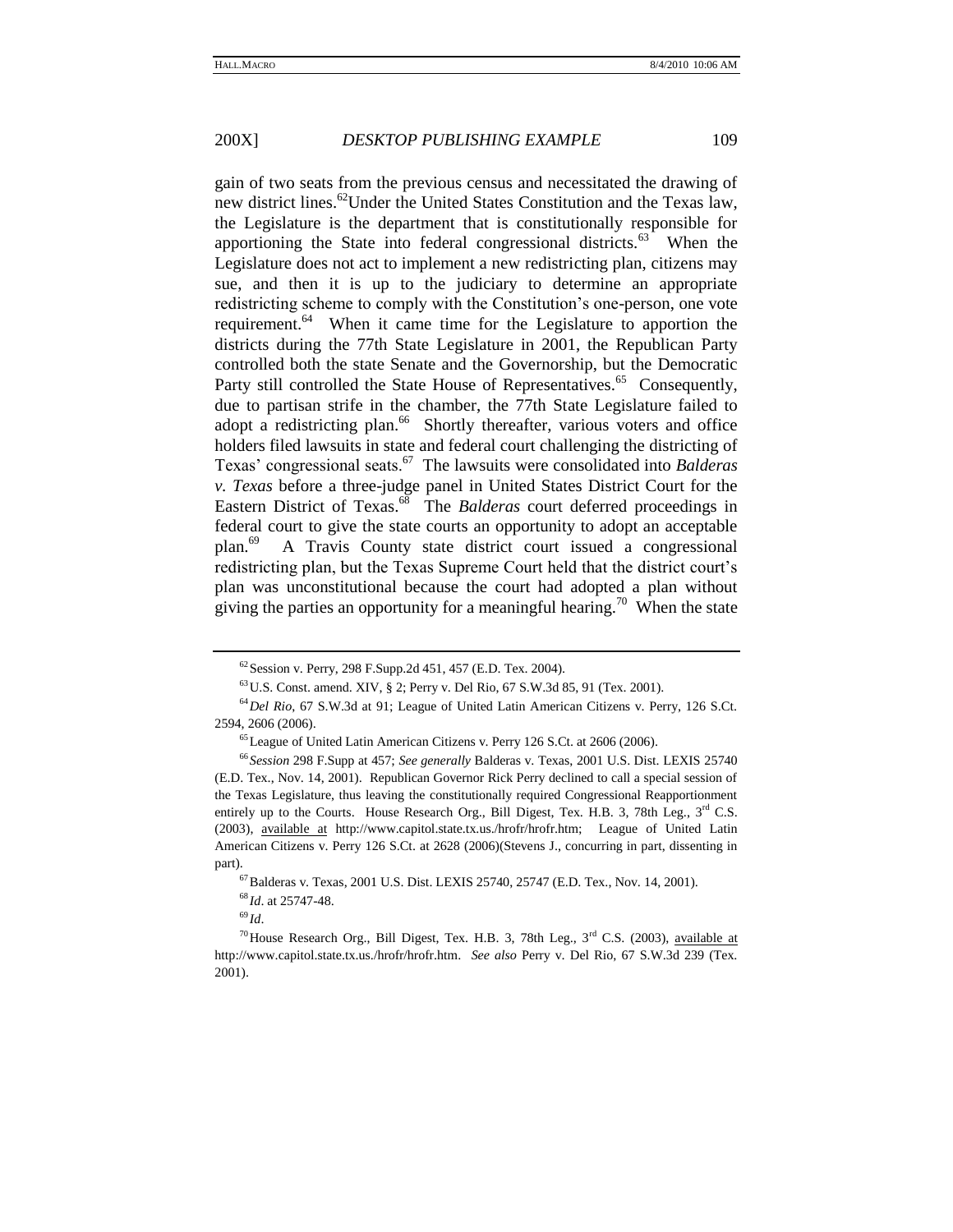gain of two seats from the previous census and necessitated the drawing of new district lines.[62]Under the United States Constitution and the Texas law, the Legislature is the department that is constitutionally responsible for apportioning the State into federal congressional districts.[63] When the Legislature does not act to implement a new redistricting plan, citizens may sue, and then it is up to the judiciary to determine an appropriate redistricting scheme to comply with the Constitution's one-person, one vote requirement.[64] When it came time for the Legislature to apportion the districts during the 77th State Legislature in 2001, the Republican Party controlled both the state Senate and the Governorship, but the Democratic Party still controlled the State House of Representatives.[65] Consequently, due to partisan strife in the chamber, the 77th State Legislature failed to adopt a redistricting plan.[66] Shortly thereafter, various voters and office holders filed lawsuits in state and federal court challenging the districting of Texas' congressional seats.[67] The lawsuits were consolidated into *Balderas v. Texas* before a three-judge panel in United States District Court for the Eastern District of Texas.[68] The *Balderas* court deferred proceedings in federal court to give the state courts an opportunity to adopt an acceptable plan.[69] A Travis County state district court issued a congressional redistricting plan, but the Texas Supreme Court held that the district court's plan was unconstitutional because the court had adopted a plan without giving the parties an opportunity for a meaningful hearing.[70] When the state

---

[62] Session v. Perry, 298 F.Supp.2d 451, 457 (E.D. Tex. 2004).

[63] U.S. Const. amend. XIV, § 2; Perry v. Del Rio, 67 S.W.3d 85, 91 (Tex. 2001).

[64] *Del Rio*, 67 S.W.3d at 91; League of United Latin American Citizens v. Perry, 126 S.Ct. 2594, 2606 (2006).

[65] League of United Latin American Citizens v. Perry 126 S.Ct. at 2606 (2006).

[66] *Session* 298 F.Supp at 457; *See generally* Balderas v. Texas, 2001 U.S. Dist. LEXIS 25740 (E.D. Tex., Nov. 14, 2001). Republican Governor Rick Perry declined to call a special session of the Texas Legislature, thus leaving the constitutionally required Congressional Reapportionment entirely up to the Courts. House Research Org., Bill Digest, Tex. H.B. 3, 78th Leg., 3rd C.S. (2003), available at http://www.capitol.state.tx.us./hrofr/hrofr.htm; League of United Latin American Citizens v. Perry 126 S.Ct. at 2628 (2006)(Stevens J., concurring in part, dissenting in part).

[67] Balderas v. Texas, 2001 U.S. Dist. LEXIS 25740, 25747 (E.D. Tex., Nov. 14, 2001).

[68] *Id*. at 25747-48.

[69] *Id*.

[70] House Research Org., Bill Digest, Tex. H.B. 3, 78th Leg., 3rd C.S. (2003), available at http://www.capitol.state.tx.us./hrofr/hrofr.htm. *See also* Perry v. Del Rio, 67 S.W.3d 239 (Tex. 2001).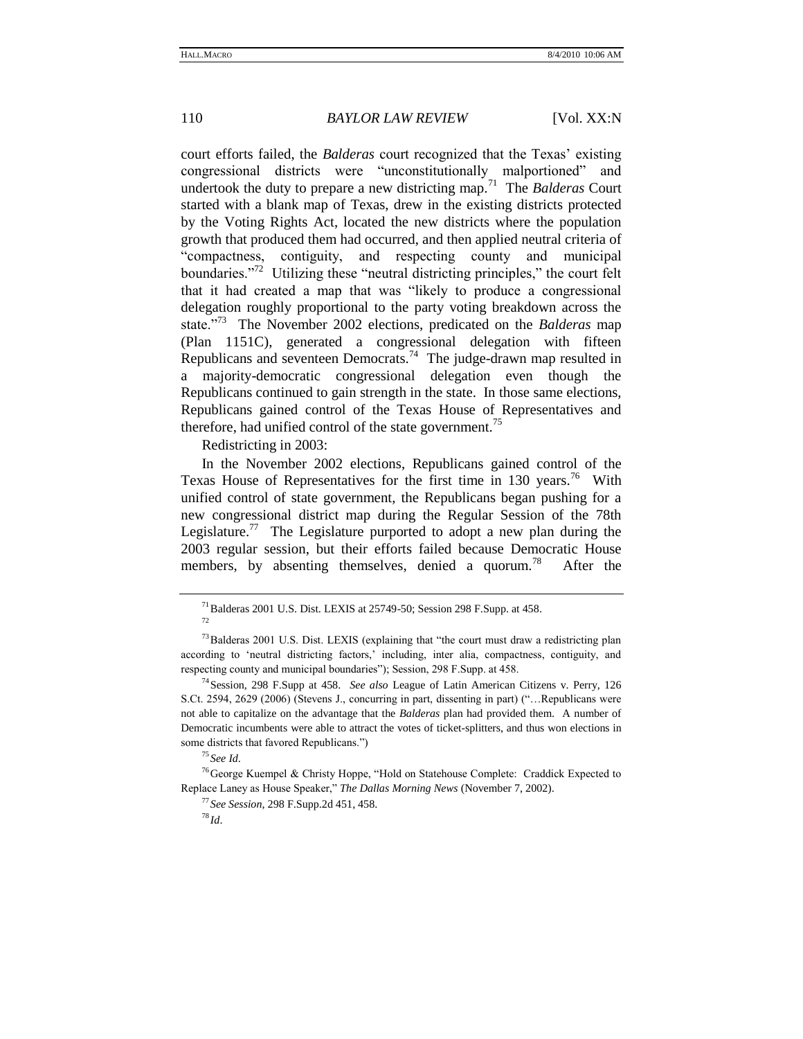court efforts failed, the *Balderas* court recognized that the Texas' existing congressional districts were "unconstitutionally malportioned" and undertook the duty to prepare a new districting map.[71] The *Balderas* Court started with a blank map of Texas, drew in the existing districts protected by the Voting Rights Act, located the new districts where the population growth that produced them had occurred, and then applied neutral criteria of "compactness, contiguity, and respecting county and municipal boundaries."[72] Utilizing these "neutral districting principles," the court felt that it had created a map that was "likely to produce a congressional delegation roughly proportional to the party voting breakdown across the state."[73] The November 2002 elections, predicated on the *Balderas* map (Plan 1151C), generated a congressional delegation with fifteen Republicans and seventeen Democrats.[74] The judge-drawn map resulted in a majority-democratic congressional delegation even though the Republicans continued to gain strength in the state. In those same elections, Republicans gained control of the Texas House of Representatives and therefore, had unified control of the state government.[75]

Redistricting in 2003:

In the November 2002 elections, Republicans gained control of the Texas House of Representatives for the first time in 130 years.[76] With unified control of state government, the Republicans began pushing for a new congressional district map during the Regular Session of the 78th Legislature.[77] The Legislature purported to adopt a new plan during the 2003 regular session, but their efforts failed because Democratic House members, by absenting themselves, denied a quorum.[78] After the

---

[71] Balderas 2001 U.S. Dist. LEXIS at 25749-50; Session 298 F.Supp. at 458.

[72]

[73] Balderas 2001 U.S. Dist. LEXIS (explaining that "the court must draw a redistricting plan according to 'neutral districting factors,' including, inter alia, compactness, contiguity, and respecting county and municipal boundaries"); Session, 298 F.Supp. at 458.

[74] Session, 298 F.Supp at 458. *See also* League of Latin American Citizens v. Perry, 126 S.Ct. 2594, 2629 (2006) (Stevens J., concurring in part, dissenting in part) ("…Republicans were not able to capitalize on the advantage that the *Balderas* plan had provided them. A number of Democratic incumbents were able to attract the votes of ticket-splitters, and thus won elections in some districts that favored Republicans.")

[75] *See Id*.

[76] George Kuempel & Christy Hoppe, "Hold on Statehouse Complete: Craddick Expected to Replace Laney as House Speaker," *The Dallas Morning News* (November 7, 2002).

[77] *See Session*, 298 F.Supp.2d 451, 458.

[78] *Id*.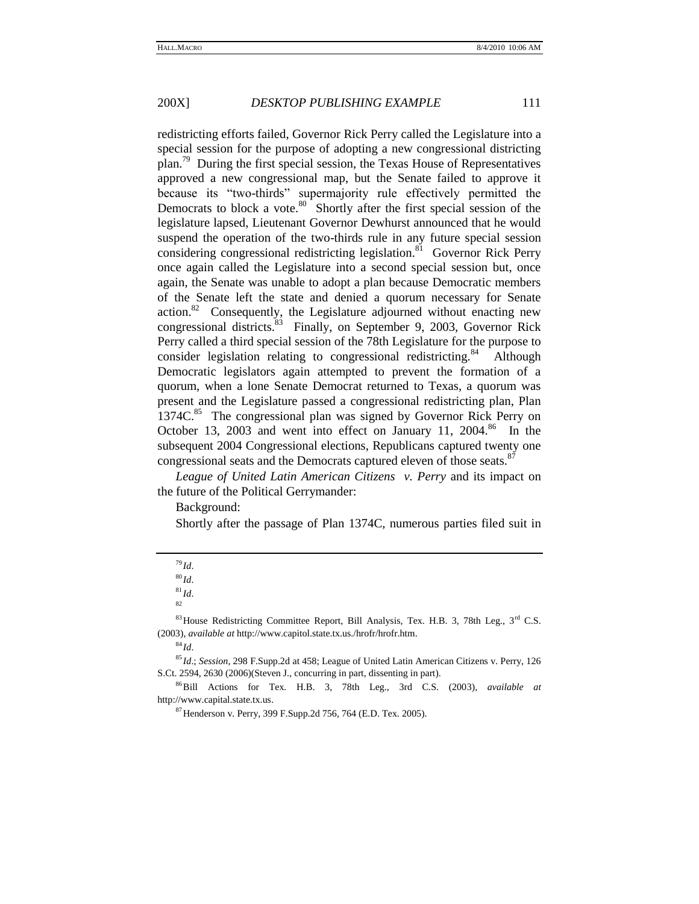redistricting efforts failed, Governor Rick Perry called the Legislature into a special session for the purpose of adopting a new congressional districting plan.[79] During the first special session, the Texas House of Representatives approved a new congressional map, but the Senate failed to approve it because its "two-thirds" supermajority rule effectively permitted the Democrats to block a vote.[80] Shortly after the first special session of the legislature lapsed, Lieutenant Governor Dewhurst announced that he would suspend the operation of the two-thirds rule in any future special session considering congressional redistricting legislation.[81] Governor Rick Perry once again called the Legislature into a second special session but, once again, the Senate was unable to adopt a plan because Democratic members of the Senate left the state and denied a quorum necessary for Senate action.[82] Consequently, the Legislature adjourned without enacting new congressional districts.[83] Finally, on September 9, 2003, Governor Rick Perry called a third special session of the 78th Legislature for the purpose to consider legislation relating to congressional redistricting.[84] Although Democratic legislators again attempted to prevent the formation of a quorum, when a lone Senate Democrat returned to Texas, a quorum was present and the Legislature passed a congressional redistricting plan, Plan 1374C.[85] The congressional plan was signed by Governor Rick Perry on October 13, 2003 and went into effect on January 11, 2004.[86] In the subsequent 2004 Congressional elections, Republicans captured twenty one congressional seats and the Democrats captured eleven of those seats.[87]

*League of United Latin American Citizens v. Perry* and its impact on the future of the Political Gerrymander:

Background:

Shortly after the passage of Plan 1374C, numerous parties filed suit in

---

[79] *Id*.

[80] *Id*.

[81] *Id*.

[82]

[83] House Redistricting Committee Report, Bill Analysis, Tex. H.B. 3, 78th Leg., 3rd C.S. (2003), *available at* http://www.capitol.state.tx.us./hrofr/hrofr.htm.

[84] *Id*.

[85] *Id*.; *Session*, 298 F.Supp.2d at 458; League of United Latin American Citizens v. Perry, 126 S.Ct. 2594, 2630 (2006)(Steven J., concurring in part, dissenting in part).

[86] Bill Actions for Tex. H.B. 3, 78th Leg., 3rd C.S. (2003), *available at* http://www.capital.state.tx.us.

[87] Henderson v. Perry, 399 F.Supp.2d 756, 764 (E.D. Tex. 2005).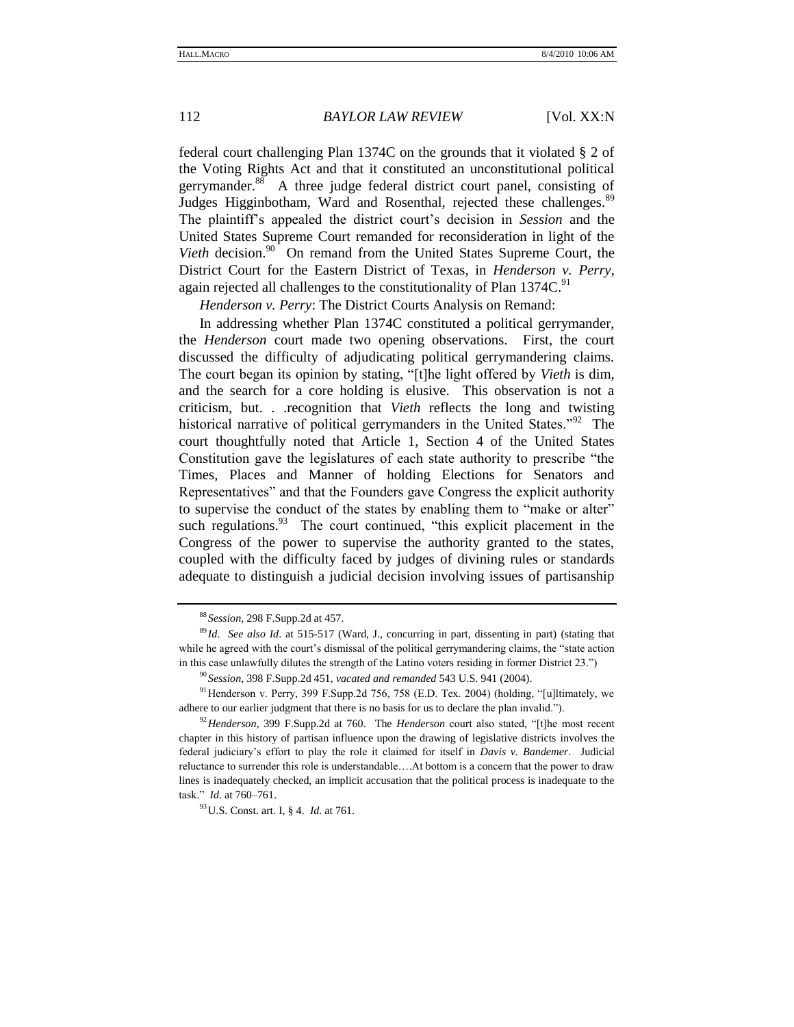federal court challenging Plan 1374C on the grounds that it violated § 2 of the Voting Rights Act and that it constituted an unconstitutional political gerrymander.[88] A three judge federal district court panel, consisting of Judges Higginbotham, Ward and Rosenthal, rejected these challenges.[89] The plaintiff's appealed the district court's decision in *Session* and the United States Supreme Court remanded for reconsideration in light of the *Vieth* decision.[90] On remand from the United States Supreme Court, the District Court for the Eastern District of Texas, in *Henderson v. Perry*, again rejected all challenges to the constitutionality of Plan 1374C.[91]

*Henderson v. Perry*: The District Courts Analysis on Remand:

In addressing whether Plan 1374C constituted a political gerrymander, the *Henderson* court made two opening observations. First, the court discussed the difficulty of adjudicating political gerrymandering claims. The court began its opinion by stating, "[t]he light offered by *Vieth* is dim, and the search for a core holding is elusive. This observation is not a criticism, but. . .recognition that *Vieth* reflects the long and twisting historical narrative of political gerrymanders in the United States."[92] The court thoughtfully noted that Article 1, Section 4 of the United States Constitution gave the legislatures of each state authority to prescribe "the Times, Places and Manner of holding Elections for Senators and Representatives" and that the Founders gave Congress the explicit authority to supervise the conduct of the states by enabling them to "make or alter" such regulations.[93] The court continued, "this explicit placement in the Congress of the power to supervise the authority granted to the states, coupled with the difficulty faced by judges of divining rules or standards adequate to distinguish a judicial decision involving issues of partisanship

---

[88] *Session*, 298 F.Supp.2d at 457.

[89] *Id*. *See also Id*. at 515-517 (Ward, J., concurring in part, dissenting in part) (stating that while he agreed with the court's dismissal of the political gerrymandering claims, the "state action in this case unlawfully dilutes the strength of the Latino voters residing in former District 23.")

[90] *Session*, 398 F.Supp.2d 451, *vacated and remanded* 543 U.S. 941 (2004).

[91] Henderson v. Perry, 399 F.Supp.2d 756, 758 (E.D. Tex. 2004) (holding, "[u]ltimately, we adhere to our earlier judgment that there is no basis for us to declare the plan invalid.").

[92] *Henderson*, 399 F.Supp.2d at 760. The *Henderson* court also stated, "[t]he most recent chapter in this history of partisan influence upon the drawing of legislative districts involves the federal judiciary's effort to play the role it claimed for itself in *Davis v. Bandemer*. Judicial reluctance to surrender this role is understandable….At bottom is a concern that the power to draw lines is inadequately checked, an implicit accusation that the political process is inadequate to the task." *Id*. at 760–761.

[93] U.S. Const. art. I, § 4. *Id.* at 761.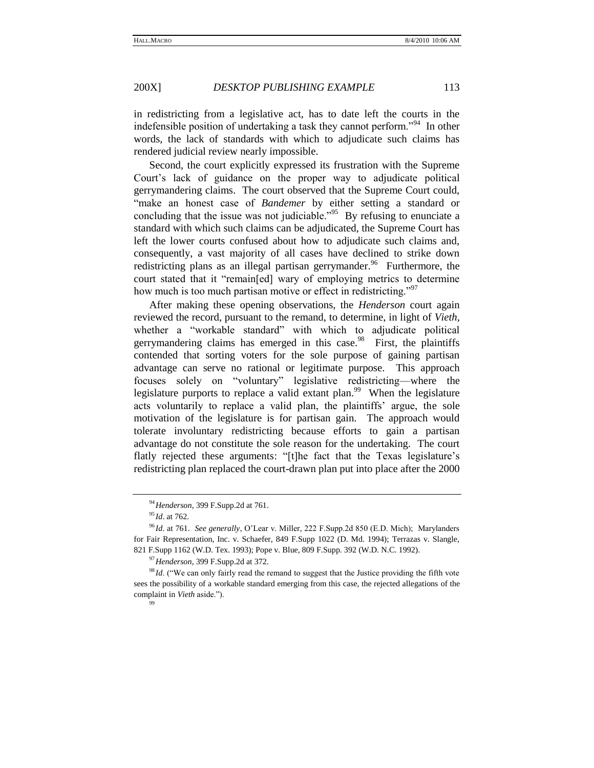in redistricting from a legislative act, has to date left the courts in the indefensible position of undertaking a task they cannot perform."[94] In other words, the lack of standards with which to adjudicate such claims has rendered judicial review nearly impossible.

Second, the court explicitly expressed its frustration with the Supreme Court's lack of guidance on the proper way to adjudicate political gerrymandering claims. The court observed that the Supreme Court could, "make an honest case of *Bandemer* by either setting a standard or concluding that the issue was not judiciable."[95] By refusing to enunciate a standard with which such claims can be adjudicated, the Supreme Court has left the lower courts confused about how to adjudicate such claims and, consequently, a vast majority of all cases have declined to strike down redistricting plans as an illegal partisan gerrymander.[96] Furthermore, the court stated that it "remain[ed] wary of employing metrics to determine how much is too much partisan motive or effect in redistricting."[97]

After making these opening observations, the *Henderson* court again reviewed the record, pursuant to the remand, to determine, in light of *Vieth*, whether a "workable standard" with which to adjudicate political gerrymandering claims has emerged in this case.[98] First, the plaintiffs contended that sorting voters for the sole purpose of gaining partisan advantage can serve no rational or legitimate purpose. This approach focuses solely on "voluntary" legislative redistricting—where the legislature purports to replace a valid extant plan.[99] When the legislature acts voluntarily to replace a valid plan, the plaintiffs' argue, the sole motivation of the legislature is for partisan gain. The approach would tolerate involuntary redistricting because efforts to gain a partisan advantage do not constitute the sole reason for the undertaking. The court flatly rejected these arguments: "[t]he fact that the Texas legislature's redistricting plan replaced the court-drawn plan put into place after the 2000

---

[94] *Henderson*, 399 F.Supp.2d at 761.

[95] *Id*. at 762.

[96] *Id*. at 761. *See generally*, O'Lear v. Miller, 222 F.Supp.2d 850 (E.D. Mich); Marylanders for Fair Representation, Inc. v. Schaefer, 849 F.Supp 1022 (D. Md. 1994); Terrazas v. Slangle, 821 F.Supp 1162 (W.D. Tex. 1993); Pope v. Blue, 809 F.Supp. 392 (W.D. N.C. 1992).

[97] *Henderson*, 399 F.Supp.2d at 372.

[98] *Id*. ("We can only fairly read the remand to suggest that the Justice providing the fifth vote sees the possibility of a workable standard emerging from this case, the rejected allegations of the complaint in *Vieth* aside.").

[99]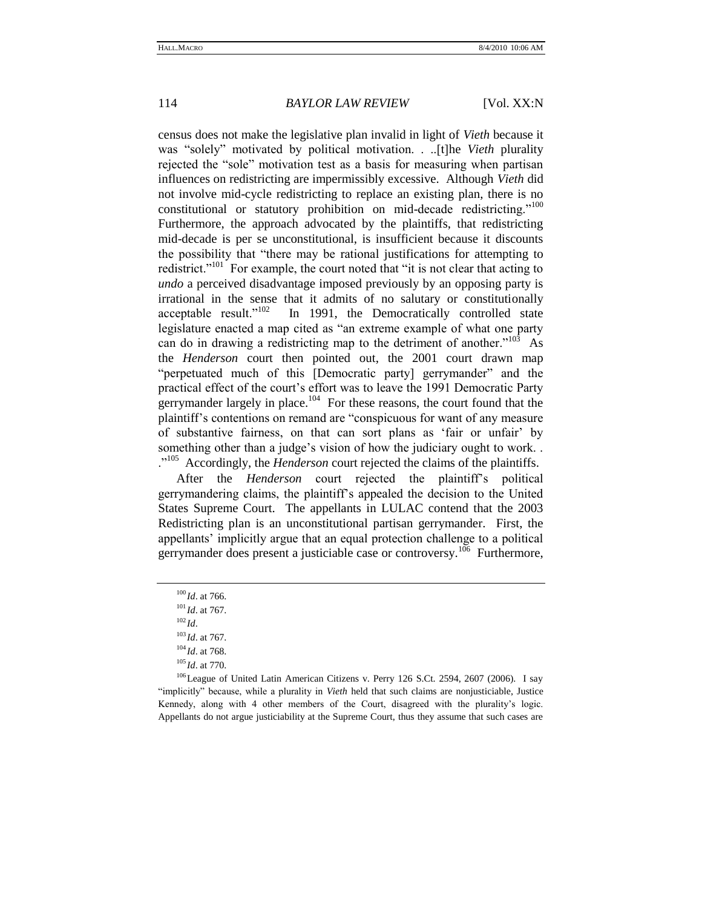census does not make the legislative plan invalid in light of *Vieth* because it was "solely" motivated by political motivation. . ..[t]he *Vieth* plurality rejected the "sole" motivation test as a basis for measuring when partisan influences on redistricting are impermissibly excessive. Although *Vieth* did not involve mid-cycle redistricting to replace an existing plan, there is no constitutional or statutory prohibition on mid-decade redistricting."[100] Furthermore, the approach advocated by the plaintiffs, that redistricting mid-decade is per se unconstitutional, is insufficient because it discounts the possibility that "there may be rational justifications for attempting to redistrict."[101] For example, the court noted that "it is not clear that acting to *undo* a perceived disadvantage imposed previously by an opposing party is irrational in the sense that it admits of no salutary or constitutionally acceptable result."[102] In 1991, the Democratically controlled state legislature enacted a map cited as "an extreme example of what one party can do in drawing a redistricting map to the detriment of another."[103] As the *Henderson* court then pointed out, the 2001 court drawn map "perpetuated much of this [Democratic party] gerrymander" and the practical effect of the court's effort was to leave the 1991 Democratic Party gerrymander largely in place.[104] For these reasons, the court found that the plaintiff's contentions on remand are "conspicuous for want of any measure of substantive fairness, on that can sort plans as 'fair or unfair' by something other than a judge's vision of how the judiciary ought to work. . ."[105] Accordingly, the *Henderson* court rejected the claims of the plaintiffs.

After the *Henderson* court rejected the plaintiff's political gerrymandering claims, the plaintiff's appealed the decision to the United States Supreme Court. The appellants in LULAC contend that the 2003 Redistricting plan is an unconstitutional partisan gerrymander. First, the appellants' implicitly argue that an equal protection challenge to a political gerrymander does present a justiciable case or controversy.[106] Furthermore,

---

[100] *Id*. at 766.

[101] *Id*. at 767.

[102] *Id*.

[103] *Id*. at 767.

[104] *Id*. at 768.

[105] *Id*. at 770.

[106] League of United Latin American Citizens v. Perry 126 S.Ct. 2594, 2607 (2006). I say "implicitly" because, while a plurality in *Vieth* held that such claims are nonjusticiable, Justice Kennedy, along with 4 other members of the Court, disagreed with the plurality's logic. Appellants do not argue justiciability at the Supreme Court, thus they assume that such cases are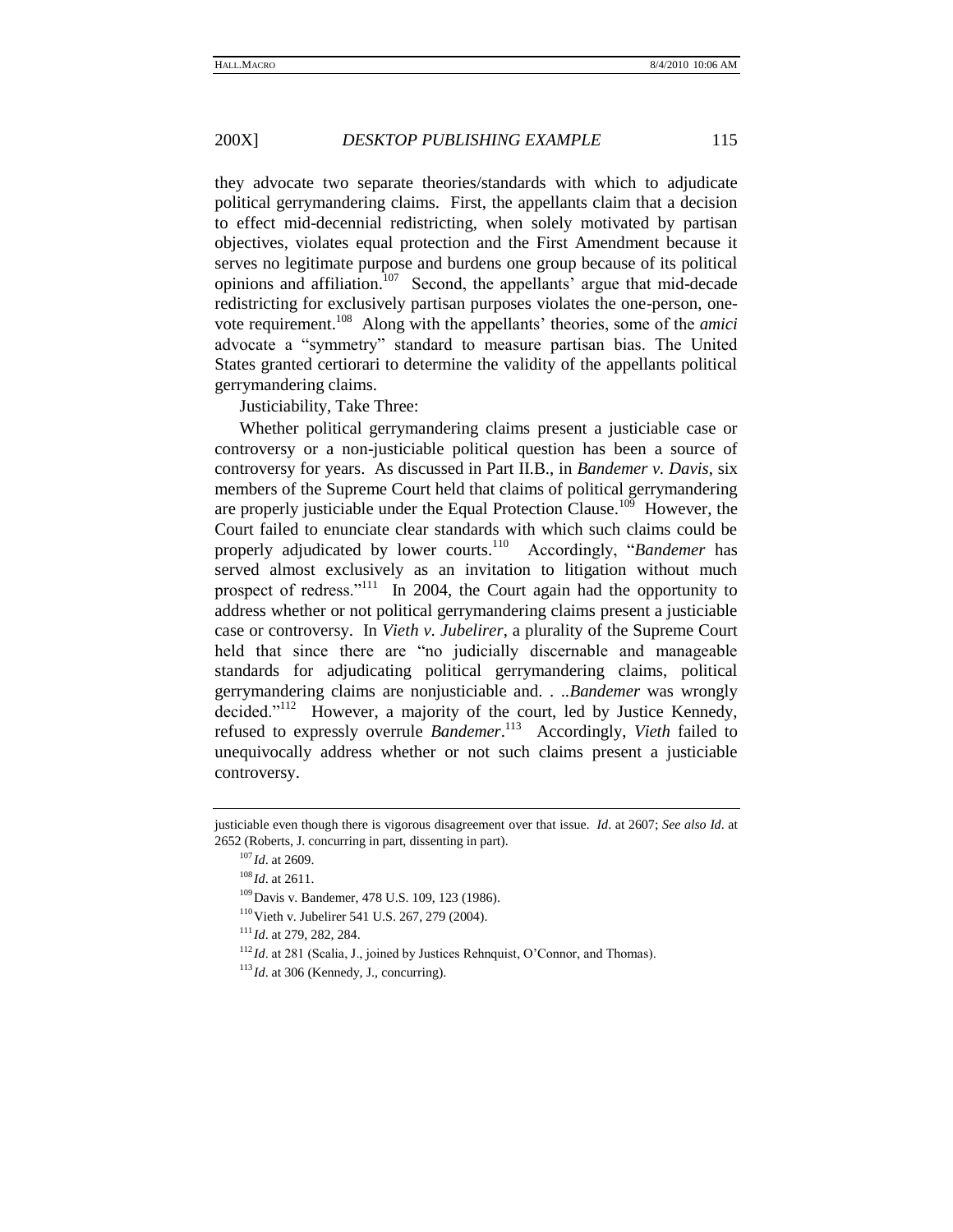they advocate two separate theories/standards with which to adjudicate political gerrymandering claims. First, the appellants claim that a decision to effect mid-decennial redistricting, when solely motivated by partisan objectives, violates equal protection and the First Amendment because it serves no legitimate purpose and burdens one group because of its political opinions and affiliation.[107] Second, the appellants' argue that mid-decade redistricting for exclusively partisan purposes violates the one-person, one-vote requirement.[108] Along with the appellants' theories, some of the *amici* advocate a "symmetry" standard to measure partisan bias. The United States granted certiorari to determine the validity of the appellants political gerrymandering claims.

Justiciability, Take Three:

Whether political gerrymandering claims present a justiciable case or controversy or a non-justiciable political question has been a source of controversy for years. As discussed in Part II.B., in *Bandemer v. Davis*, six members of the Supreme Court held that claims of political gerrymandering are properly justiciable under the Equal Protection Clause.[109] However, the Court failed to enunciate clear standards with which such claims could be properly adjudicated by lower courts.[110] Accordingly, "*Bandemer* has served almost exclusively as an invitation to litigation without much prospect of redress."[111] In 2004, the Court again had the opportunity to address whether or not political gerrymandering claims present a justiciable case or controversy. In *Vieth v. Jubelirer*, a plurality of the Supreme Court held that since there are "no judicially discernable and manageable standards for adjudicating political gerrymandering claims, political gerrymandering claims are nonjusticiable and. . ..*Bandemer* was wrongly decided."[112] However, a majority of the court, led by Justice Kennedy, refused to expressly overrule *Bandemer*.[113] Accordingly, *Vieth* failed to unequivocally address whether or not such claims present a justiciable controversy.

---

justiciable even though there is vigorous disagreement over that issue. *Id*. at 2607; *See also Id*. at 2652 (Roberts, J. concurring in part, dissenting in part).

[107] *Id*. at 2609.

[108] *Id*. at 2611.

[109] Davis v. Bandemer, 478 U.S. 109, 123 (1986).

[110] Vieth v. Jubelirer 541 U.S. 267, 279 (2004).

[111] *Id*. at 279, 282, 284.

[112] *Id*. at 281 (Scalia, J., joined by Justices Rehnquist, O'Connor, and Thomas).

[113] *Id*. at 306 (Kennedy, J., concurring).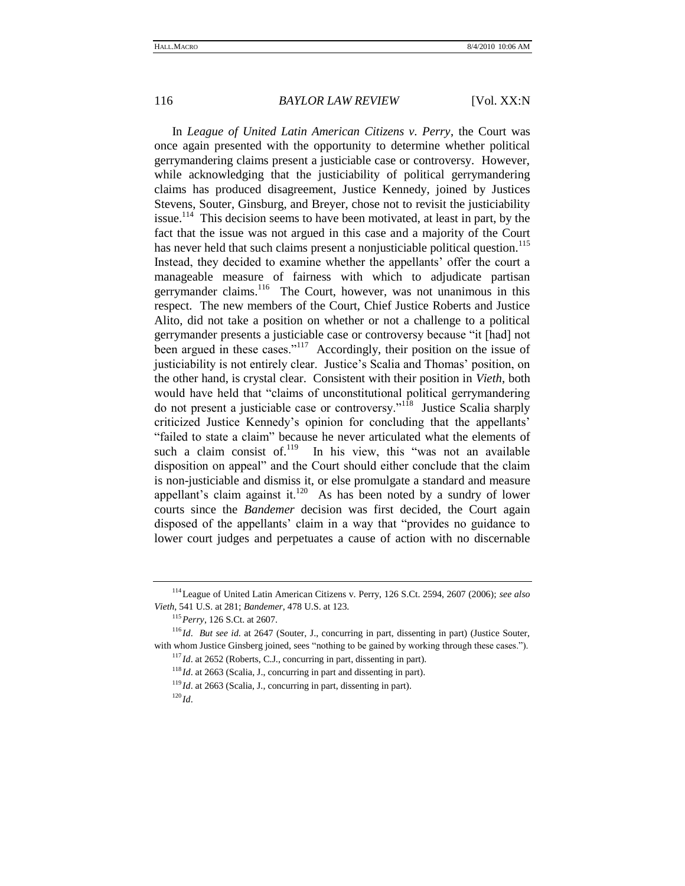In *League of United Latin American Citizens v. Perry*, the Court was once again presented with the opportunity to determine whether political gerrymandering claims present a justiciable case or controversy. However, while acknowledging that the justiciability of political gerrymandering claims has produced disagreement, Justice Kennedy, joined by Justices Stevens, Souter, Ginsburg, and Breyer, chose not to revisit the justiciability issue.[114] This decision seems to have been motivated, at least in part, by the fact that the issue was not argued in this case and a majority of the Court has never held that such claims present a nonjusticiable political question.[115] Instead, they decided to examine whether the appellants' offer the court a manageable measure of fairness with which to adjudicate partisan gerrymander claims.[116] The Court, however, was not unanimous in this respect. The new members of the Court, Chief Justice Roberts and Justice Alito, did not take a position on whether or not a challenge to a political gerrymander presents a justiciable case or controversy because "it [had] not been argued in these cases."[117] Accordingly, their position on the issue of justiciability is not entirely clear. Justice's Scalia and Thomas' position, on the other hand, is crystal clear. Consistent with their position in *Vieth*, both would have held that "claims of unconstitutional political gerrymandering do not present a justiciable case or controversy."[118] Justice Scalia sharply criticized Justice Kennedy's opinion for concluding that the appellants' "failed to state a claim" because he never articulated what the elements of such a claim consist of.[119] In his view, this "was not an available disposition on appeal" and the Court should either conclude that the claim is non-justiciable and dismiss it, or else promulgate a standard and measure appellant's claim against it.[120] As has been noted by a sundry of lower courts since the *Bandemer* decision was first decided, the Court again disposed of the appellants' claim in a way that "provides no guidance to lower court judges and perpetuates a cause of action with no discernable

---

[114] League of United Latin American Citizens v. Perry, 126 S.Ct. 2594, 2607 (2006); *see also Vieth*, 541 U.S. at 281; *Bandemer*, 478 U.S. at 123.

[115] *Perry*, 126 S.Ct. at 2607.

[116] *Id*. *But see id.* at 2647 (Souter, J., concurring in part, dissenting in part) (Justice Souter, with whom Justice Ginsberg joined, sees "nothing to be gained by working through these cases.").

[117] *Id*. at 2652 (Roberts, C.J., concurring in part, dissenting in part).

[118] *Id*. at 2663 (Scalia, J., concurring in part and dissenting in part).

[119] *Id*. at 2663 (Scalia, J., concurring in part, dissenting in part).

[120] *Id*.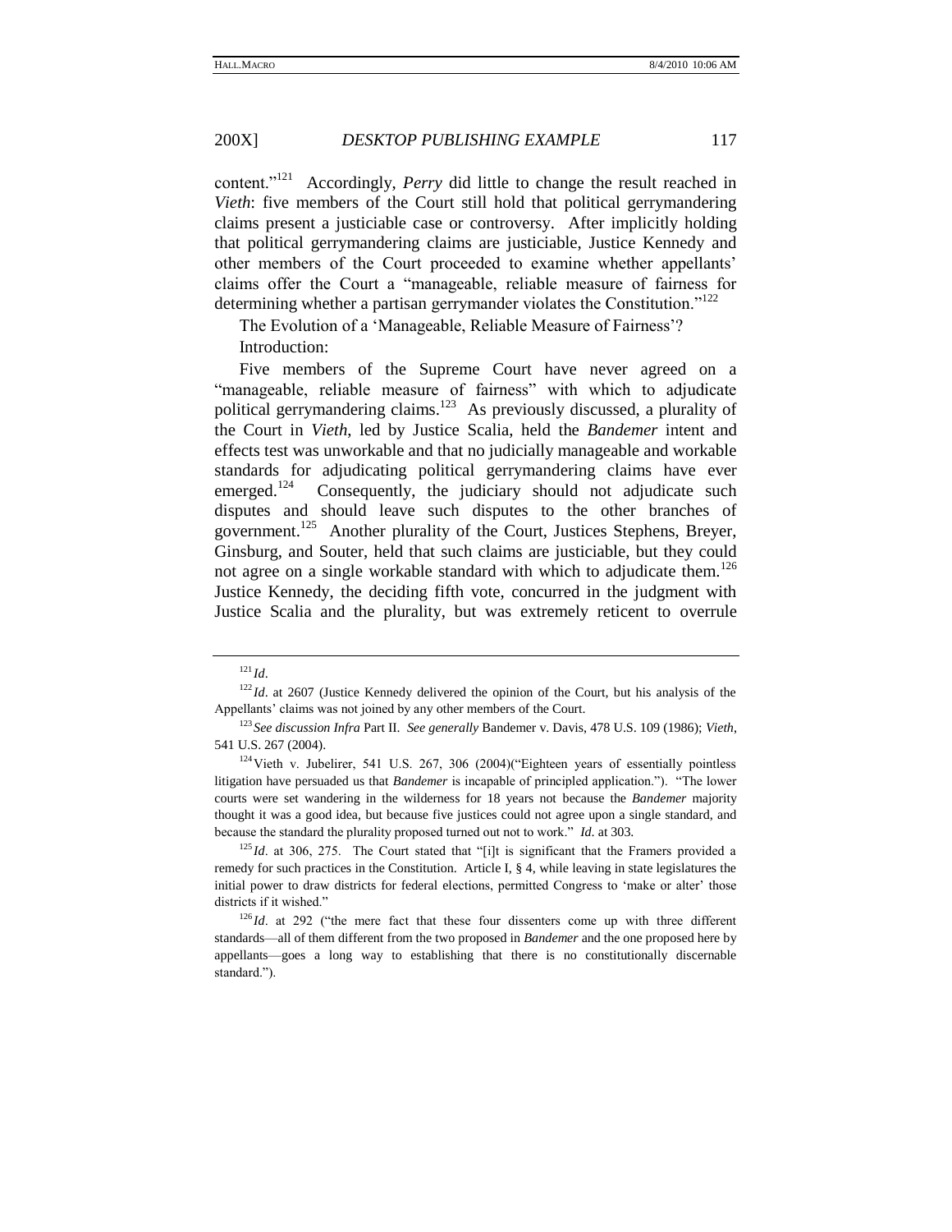content."[121] Accordingly, *Perry* did little to change the result reached in *Vieth*: five members of the Court still hold that political gerrymandering claims present a justiciable case or controversy. After implicitly holding that political gerrymandering claims are justiciable, Justice Kennedy and other members of the Court proceeded to examine whether appellants' claims offer the Court a "manageable, reliable measure of fairness for determining whether a partisan gerrymander violates the Constitution."[122]

The Evolution of a 'Manageable, Reliable Measure of Fairness'?

Introduction:

Five members of the Supreme Court have never agreed on a "manageable, reliable measure of fairness" with which to adjudicate political gerrymandering claims.[123] As previously discussed, a plurality of the Court in *Vieth*, led by Justice Scalia, held the *Bandemer* intent and effects test was unworkable and that no judicially manageable and workable standards for adjudicating political gerrymandering claims have ever emerged.[124] Consequently, the judiciary should not adjudicate such disputes and should leave such disputes to the other branches of government.[125] Another plurality of the Court, Justices Stephens, Breyer, Ginsburg, and Souter, held that such claims are justiciable, but they could not agree on a single workable standard with which to adjudicate them.[126] Justice Kennedy, the deciding fifth vote, concurred in the judgment with Justice Scalia and the plurality, but was extremely reticent to overrule

---

[121] *Id*.

[122] *Id*. at 2607 (Justice Kennedy delivered the opinion of the Court, but his analysis of the Appellants' claims was not joined by any other members of the Court.

[123] *See discussion Infra* Part II. *See generally* Bandemer v. Davis, 478 U.S. 109 (1986); *Vieth*, 541 U.S. 267 (2004).

[124] Vieth v. Jubelirer, 541 U.S. 267, 306 (2004)("Eighteen years of essentially pointless litigation have persuaded us that *Bandemer* is incapable of principled application."). "The lower courts were set wandering in the wilderness for 18 years not because the *Bandemer* majority thought it was a good idea, but because five justices could not agree upon a single standard, and because the standard the plurality proposed turned out not to work." *Id*. at 303.

[125] *Id*. at 306, 275. The Court stated that "[i]t is significant that the Framers provided a remedy for such practices in the Constitution. Article I, § 4, while leaving in state legislatures the initial power to draw districts for federal elections, permitted Congress to 'make or alter' those districts if it wished."

[126] *Id*. at 292 ("the mere fact that these four dissenters come up with three different standards—all of them different from the two proposed in *Bandemer* and the one proposed here by appellants—goes a long way to establishing that there is no constitutionally discernable standard.").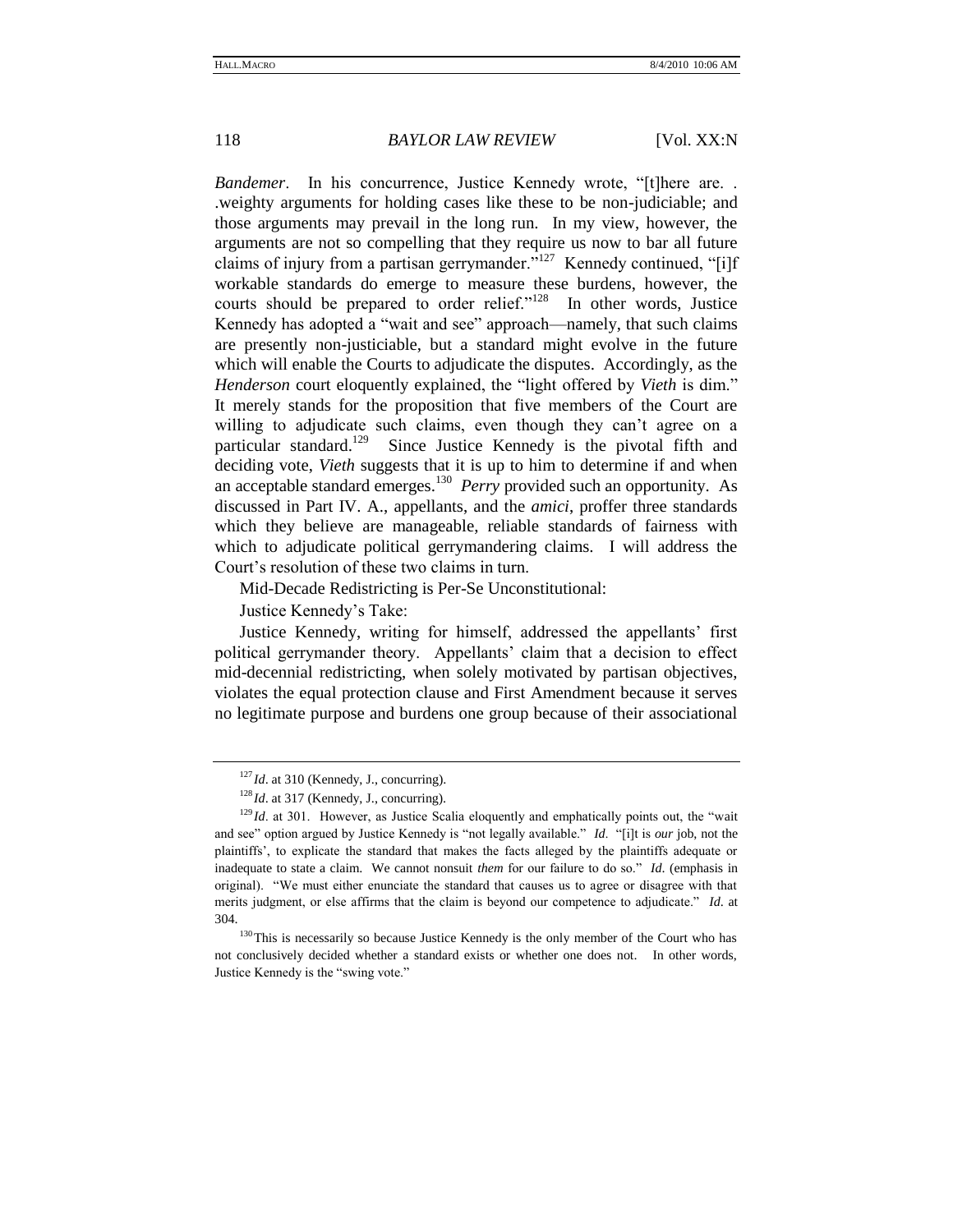*Bandemer*. In his concurrence, Justice Kennedy wrote, "[t]here are. . .weighty arguments for holding cases like these to be non-judiciable; and those arguments may prevail in the long run. In my view, however, the arguments are not so compelling that they require us now to bar all future claims of injury from a partisan gerrymander."[127] Kennedy continued, "[i]f workable standards do emerge to measure these burdens, however, the courts should be prepared to order relief."[128] In other words, Justice Kennedy has adopted a "wait and see" approach—namely, that such claims are presently non-justiciable, but a standard might evolve in the future which will enable the Courts to adjudicate the disputes. Accordingly, as the *Henderson* court eloquently explained, the "light offered by *Vieth* is dim." It merely stands for the proposition that five members of the Court are willing to adjudicate such claims, even though they can't agree on a particular standard.[129] Since Justice Kennedy is the pivotal fifth and deciding vote, *Vieth* suggests that it is up to him to determine if and when an acceptable standard emerges.[130] *Perry* provided such an opportunity. As discussed in Part IV. A., appellants, and the *amici*, proffer three standards which they believe are manageable, reliable standards of fairness with which to adjudicate political gerrymandering claims. I will address the Court's resolution of these two claims in turn.

Mid-Decade Redistricting is Per-Se Unconstitutional:

Justice Kennedy's Take:

Justice Kennedy, writing for himself, addressed the appellants' first political gerrymander theory. Appellants' claim that a decision to effect mid-decennial redistricting, when solely motivated by partisan objectives, violates the equal protection clause and First Amendment because it serves no legitimate purpose and burdens one group because of their associational

---

[127] *Id*. at 310 (Kennedy, J., concurring).

[128] *Id*. at 317 (Kennedy, J., concurring).

[129] *Id*. at 301. However, as Justice Scalia eloquently and emphatically points out, the "wait and see" option argued by Justice Kennedy is "not legally available." *Id*. "[i]t is *our* job, not the plaintiffs', to explicate the standard that makes the facts alleged by the plaintiffs adequate or inadequate to state a claim. We cannot nonsuit *them* for our failure to do so." *Id*. (emphasis in original). "We must either enunciate the standard that causes us to agree or disagree with that merits judgment, or else affirms that the claim is beyond our competence to adjudicate." *Id*. at 304.

[130] This is necessarily so because Justice Kennedy is the only member of the Court who has not conclusively decided whether a standard exists or whether one does not. In other words, Justice Kennedy is the "swing vote."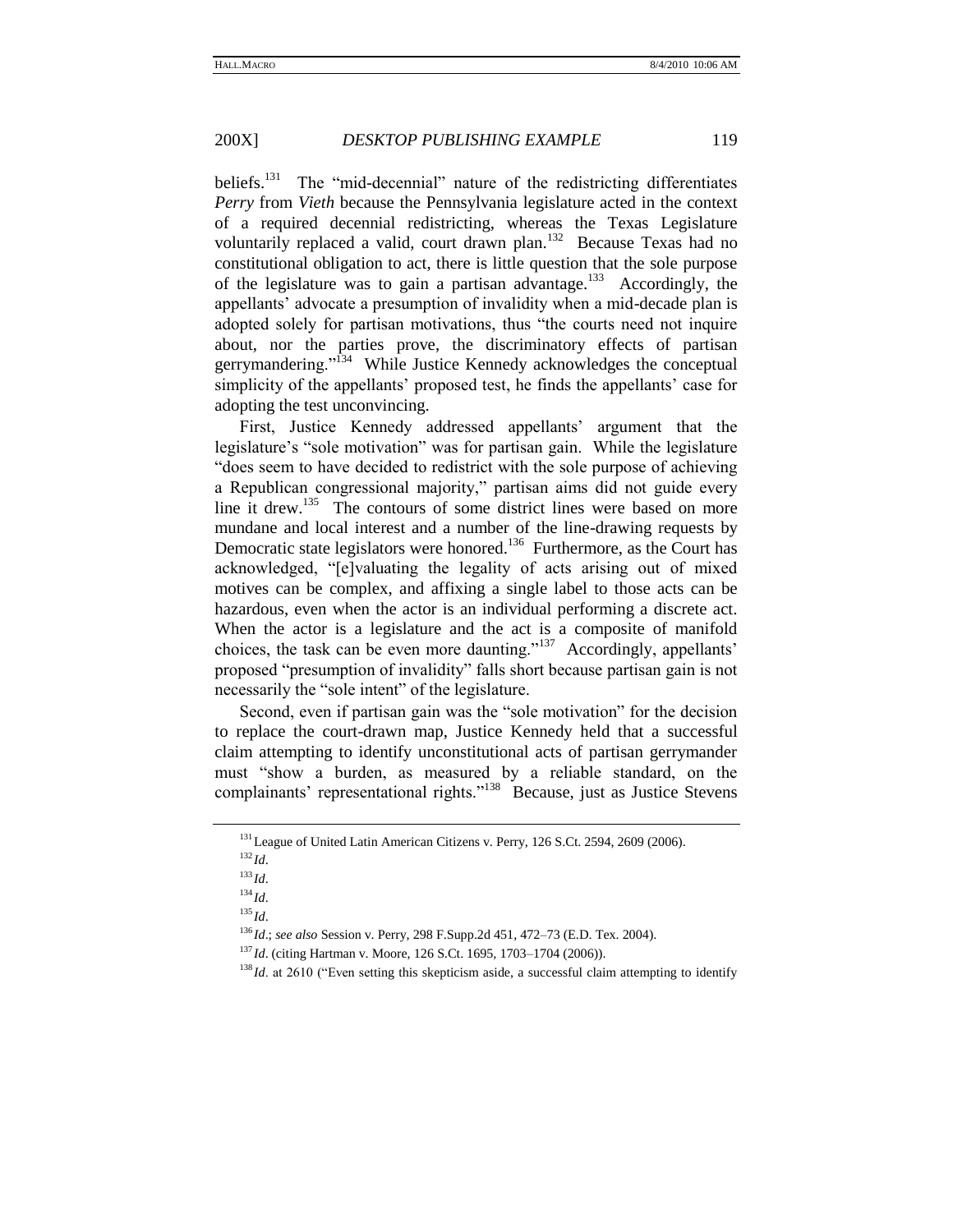beliefs.[131] The "mid-decennial" nature of the redistricting differentiates *Perry* from *Vieth* because the Pennsylvania legislature acted in the context of a required decennial redistricting, whereas the Texas Legislature voluntarily replaced a valid, court drawn plan.[132] Because Texas had no constitutional obligation to act, there is little question that the sole purpose of the legislature was to gain a partisan advantage.[133] Accordingly, the appellants' advocate a presumption of invalidity when a mid-decade plan is adopted solely for partisan motivations, thus "the courts need not inquire about, nor the parties prove, the discriminatory effects of partisan gerrymandering."[134] While Justice Kennedy acknowledges the conceptual simplicity of the appellants' proposed test, he finds the appellants' case for adopting the test unconvincing.

First, Justice Kennedy addressed appellants' argument that the legislature's "sole motivation" was for partisan gain. While the legislature "does seem to have decided to redistrict with the sole purpose of achieving a Republican congressional majority," partisan aims did not guide every line it drew.[135] The contours of some district lines were based on more mundane and local interest and a number of the line-drawing requests by Democratic state legislators were honored.[136] Furthermore, as the Court has acknowledged, "[e]valuating the legality of acts arising out of mixed motives can be complex, and affixing a single label to those acts can be hazardous, even when the actor is an individual performing a discrete act. When the actor is a legislature and the act is a composite of manifold choices, the task can be even more daunting."[137] Accordingly, appellants' proposed "presumption of invalidity" falls short because partisan gain is not necessarily the "sole intent" of the legislature.

Second, even if partisan gain was the "sole motivation" for the decision to replace the court-drawn map, Justice Kennedy held that a successful claim attempting to identify unconstitutional acts of partisan gerrymander must "show a burden, as measured by a reliable standard, on the complainants' representational rights."[138] Because, just as Justice Stevens

---

[131] League of United Latin American Citizens v. Perry, 126 S.Ct. 2594, 2609 (2006).

[132] *Id*.

[133] *Id*.

[134] *Id*.

[135] *Id*.

[136] *Id*.; *see also* Session v. Perry, 298 F.Supp.2d 451, 472–73 (E.D. Tex. 2004).

[137] *Id*. (citing Hartman v. Moore, 126 S.Ct. 1695, 1703–1704 (2006)).

[138] *Id*. at 2610 ("Even setting this skepticism aside, a successful claim attempting to identify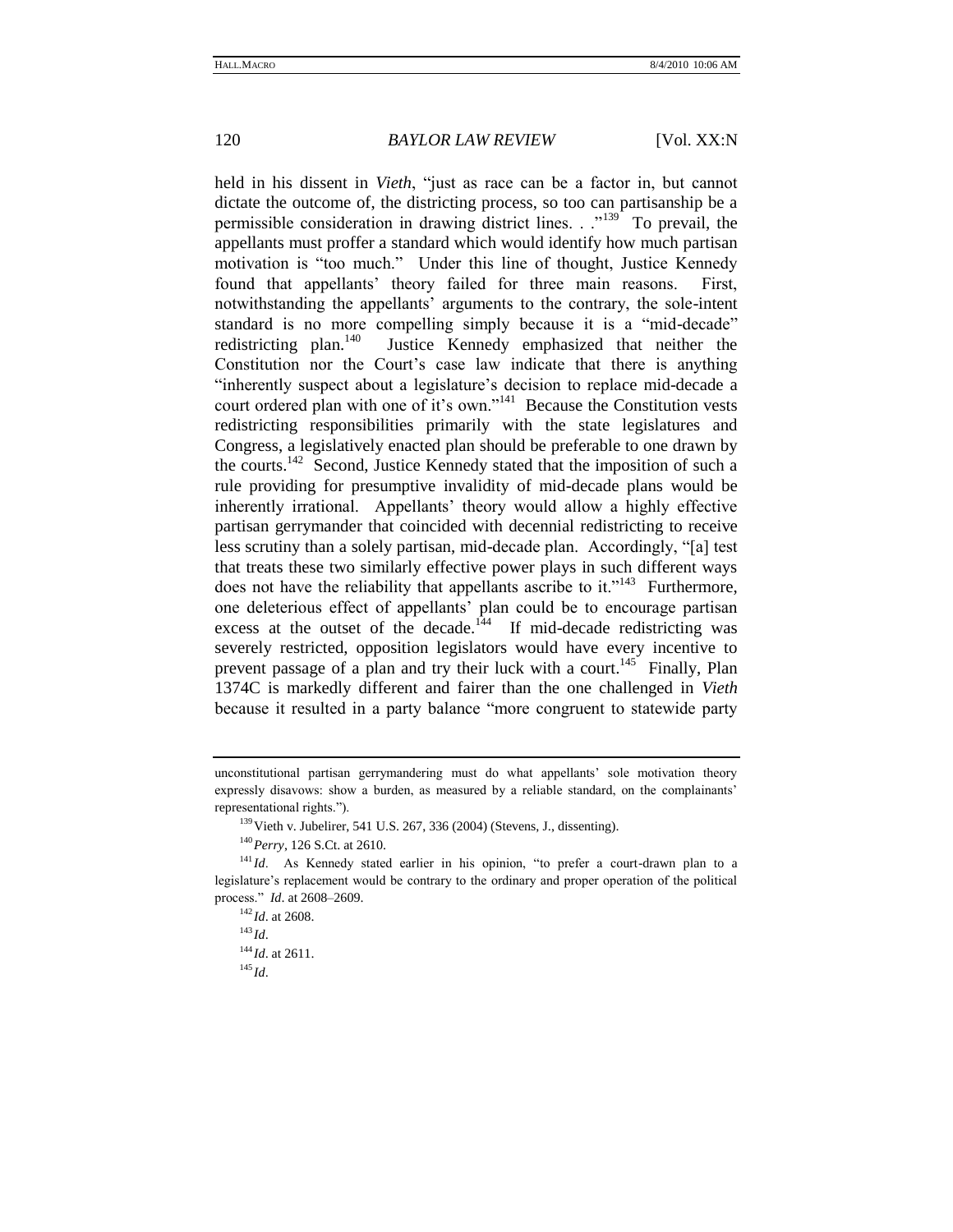held in his dissent in *Vieth*, "just as race can be a factor in, but cannot dictate the outcome of, the districting process, so too can partisanship be a permissible consideration in drawing district lines. . ."[139] To prevail, the appellants must proffer a standard which would identify how much partisan motivation is "too much." Under this line of thought, Justice Kennedy found that appellants' theory failed for three main reasons. First, notwithstanding the appellants' arguments to the contrary, the sole-intent standard is no more compelling simply because it is a "mid-decade" redistricting plan.[140] Justice Kennedy emphasized that neither the Constitution nor the Court's case law indicate that there is anything "inherently suspect about a legislature's decision to replace mid-decade a court ordered plan with one of it's own."[141] Because the Constitution vests redistricting responsibilities primarily with the state legislatures and Congress, a legislatively enacted plan should be preferable to one drawn by the courts.[142] Second, Justice Kennedy stated that the imposition of such a rule providing for presumptive invalidity of mid-decade plans would be inherently irrational. Appellants' theory would allow a highly effective partisan gerrymander that coincided with decennial redistricting to receive less scrutiny than a solely partisan, mid-decade plan. Accordingly, "[a] test that treats these two similarly effective power plays in such different ways does not have the reliability that appellants ascribe to it."[143] Furthermore, one deleterious effect of appellants' plan could be to encourage partisan excess at the outset of the decade.[144] If mid-decade redistricting was severely restricted, opposition legislators would have every incentive to prevent passage of a plan and try their luck with a court.[145] Finally, Plan 1374C is markedly different and fairer than the one challenged in *Vieth* because it resulted in a party balance "more congruent to statewide party

---

unconstitutional partisan gerrymandering must do what appellants' sole motivation theory expressly disavows: show a burden, as measured by a reliable standard, on the complainants' representational rights.").

[139] Vieth v. Jubelirer, 541 U.S. 267, 336 (2004) (Stevens, J., dissenting).

[140] *Perry*, 126 S.Ct. at 2610.

[141] *Id*. As Kennedy stated earlier in his opinion, "to prefer a court-drawn plan to a legislature's replacement would be contrary to the ordinary and proper operation of the political process." *Id*. at 2608–2609.

[142] *Id*. at 2608.

[143] *Id*.

[144] *Id*. at 2611.

[145] *Id*.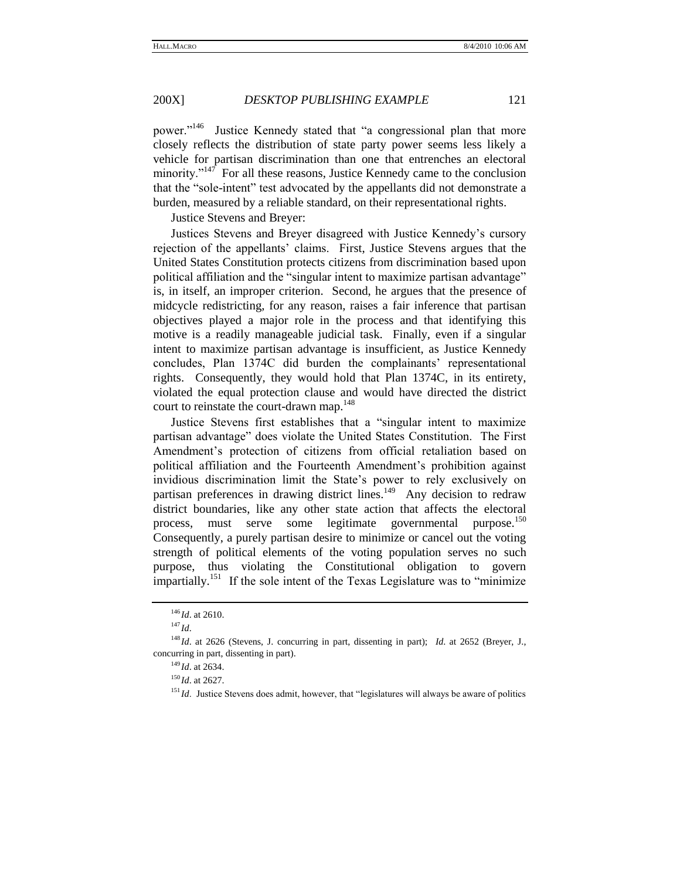power."[146] Justice Kennedy stated that "a congressional plan that more closely reflects the distribution of state party power seems less likely a vehicle for partisan discrimination than one that entrenches an electoral minority."[147] For all these reasons, Justice Kennedy came to the conclusion that the "sole-intent" test advocated by the appellants did not demonstrate a burden, measured by a reliable standard, on their representational rights.

Justice Stevens and Breyer:

Justices Stevens and Breyer disagreed with Justice Kennedy's cursory rejection of the appellants' claims. First, Justice Stevens argues that the United States Constitution protects citizens from discrimination based upon political affiliation and the "singular intent to maximize partisan advantage" is, in itself, an improper criterion. Second, he argues that the presence of midcycle redistricting, for any reason, raises a fair inference that partisan objectives played a major role in the process and that identifying this motive is a readily manageable judicial task. Finally, even if a singular intent to maximize partisan advantage is insufficient, as Justice Kennedy concludes, Plan 1374C did burden the complainants' representational rights. Consequently, they would hold that Plan 1374C, in its entirety, violated the equal protection clause and would have directed the district court to reinstate the court-drawn map.[148]

Justice Stevens first establishes that a "singular intent to maximize partisan advantage" does violate the United States Constitution. The First Amendment's protection of citizens from official retaliation based on political affiliation and the Fourteenth Amendment's prohibition against invidious discrimination limit the State's power to rely exclusively on partisan preferences in drawing district lines.[149] Any decision to redraw district boundaries, like any other state action that affects the electoral process, must serve some legitimate governmental purpose.[150] Consequently, a purely partisan desire to minimize or cancel out the voting strength of political elements of the voting population serves no such purpose, thus violating the Constitutional obligation to govern impartially.[151] If the sole intent of the Texas Legislature was to "minimize

---

[146] *Id*. at 2610.

[147] *Id*.

[148] *Id*. at 2626 (Stevens, J. concurring in part, dissenting in part); *Id*. at 2652 (Breyer, J., concurring in part, dissenting in part).

[149] *Id*. at 2634.

[150] *Id*. at 2627.

[151] *Id*. Justice Stevens does admit, however, that "legislatures will always be aware of politics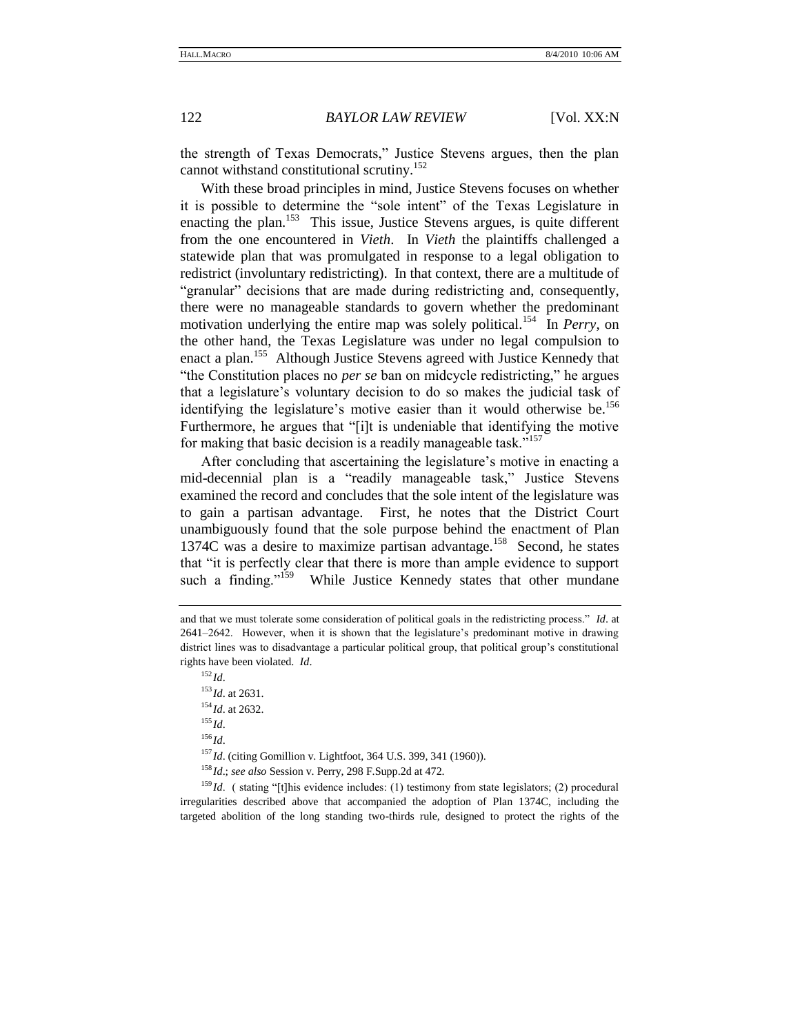the strength of Texas Democrats," Justice Stevens argues, then the plan cannot withstand constitutional scrutiny.[152]

With these broad principles in mind, Justice Stevens focuses on whether it is possible to determine the "sole intent" of the Texas Legislature in enacting the plan.[153] This issue, Justice Stevens argues, is quite different from the one encountered in *Vieth*. In *Vieth* the plaintiffs challenged a statewide plan that was promulgated in response to a legal obligation to redistrict (involuntary redistricting). In that context, there are a multitude of "granular" decisions that are made during redistricting and, consequently, there were no manageable standards to govern whether the predominant motivation underlying the entire map was solely political.[154] In *Perry*, on the other hand, the Texas Legislature was under no legal compulsion to enact a plan.[155] Although Justice Stevens agreed with Justice Kennedy that "the Constitution places no *per se* ban on midcycle redistricting," he argues that a legislature's voluntary decision to do so makes the judicial task of identifying the legislature's motive easier than it would otherwise be.[156] Furthermore, he argues that "[i]t is undeniable that identifying the motive for making that basic decision is a readily manageable task."[157]

After concluding that ascertaining the legislature's motive in enacting a mid-decennial plan is a "readily manageable task," Justice Stevens examined the record and concludes that the sole intent of the legislature was to gain a partisan advantage. First, he notes that the District Court unambiguously found that the sole purpose behind the enactment of Plan 1374C was a desire to maximize partisan advantage.[158] Second, he states that "it is perfectly clear that there is more than ample evidence to support such a finding."[159] While Justice Kennedy states that other mundane

---

and that we must tolerate some consideration of political goals in the redistricting process." *Id*. at 2641–2642. However, when it is shown that the legislature's predominant motive in drawing district lines was to disadvantage a particular political group, that political group's constitutional rights have been violated. *Id*.

[152] *Id*.

[153] *Id*. at 2631.

[154] *Id*. at 2632.

[155] *Id*.

[156] *Id*.

[157] *Id*. (citing Gomillion v. Lightfoot, 364 U.S. 399, 341 (1960)).

[158] *Id*.; *see also* Session v. Perry, 298 F.Supp.2d at 472.

[159] *Id*. ( stating "[t]his evidence includes: (1) testimony from state legislators; (2) procedural irregularities described above that accompanied the adoption of Plan 1374C, including the targeted abolition of the long standing two-thirds rule, designed to protect the rights of the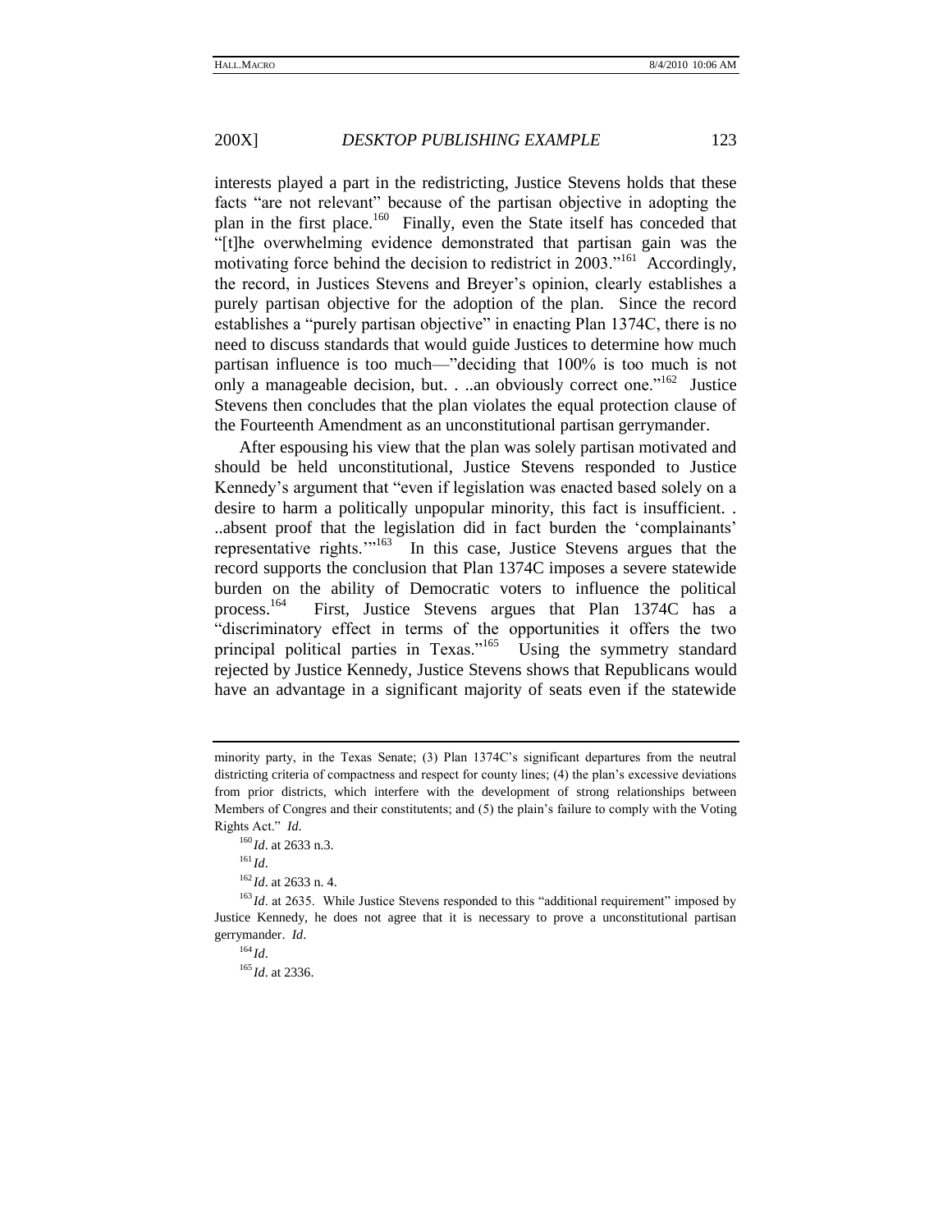interests played a part in the redistricting, Justice Stevens holds that these facts "are not relevant" because of the partisan objective in adopting the plan in the first place.[160] Finally, even the State itself has conceded that "[t]he overwhelming evidence demonstrated that partisan gain was the motivating force behind the decision to redistrict in 2003."[161] Accordingly, the record, in Justices Stevens and Breyer's opinion, clearly establishes a purely partisan objective for the adoption of the plan. Since the record establishes a "purely partisan objective" in enacting Plan 1374C, there is no need to discuss standards that would guide Justices to determine how much partisan influence is too much—"deciding that 100% is too much is not only a manageable decision, but. . ..an obviously correct one."[162] Justice Stevens then concludes that the plan violates the equal protection clause of the Fourteenth Amendment as an unconstitutional partisan gerrymander.

After espousing his view that the plan was solely partisan motivated and should be held unconstitutional, Justice Stevens responded to Justice Kennedy's argument that "even if legislation was enacted based solely on a desire to harm a politically unpopular minority, this fact is insufficient. . ..absent proof that the legislation did in fact burden the 'complainants' representative rights.'"[163] In this case, Justice Stevens argues that the record supports the conclusion that Plan 1374C imposes a severe statewide burden on the ability of Democratic voters to influence the political process.[164] First, Justice Stevens argues that Plan 1374C has a "discriminatory effect in terms of the opportunities it offers the two principal political parties in Texas."[165] Using the symmetry standard rejected by Justice Kennedy, Justice Stevens shows that Republicans would have an advantage in a significant majority of seats even if the statewide

---

minority party, in the Texas Senate; (3) Plan 1374C's significant departures from the neutral districting criteria of compactness and respect for county lines; (4) the plan's excessive deviations from prior districts, which interfere with the development of strong relationships between Members of Congres and their constitutents; and (5) the plain's failure to comply with the Voting Rights Act." *Id*.

[160] *Id*. at 2633 n.3.

[161] *Id*.

[162] *Id*. at 2633 n. 4.

[163] *Id*. at 2635. While Justice Stevens responded to this "additional requirement" imposed by Justice Kennedy, he does not agree that it is necessary to prove a unconstitutional partisan gerrymander. *Id*.

[164] *Id*.

[165] *Id*. at 2336.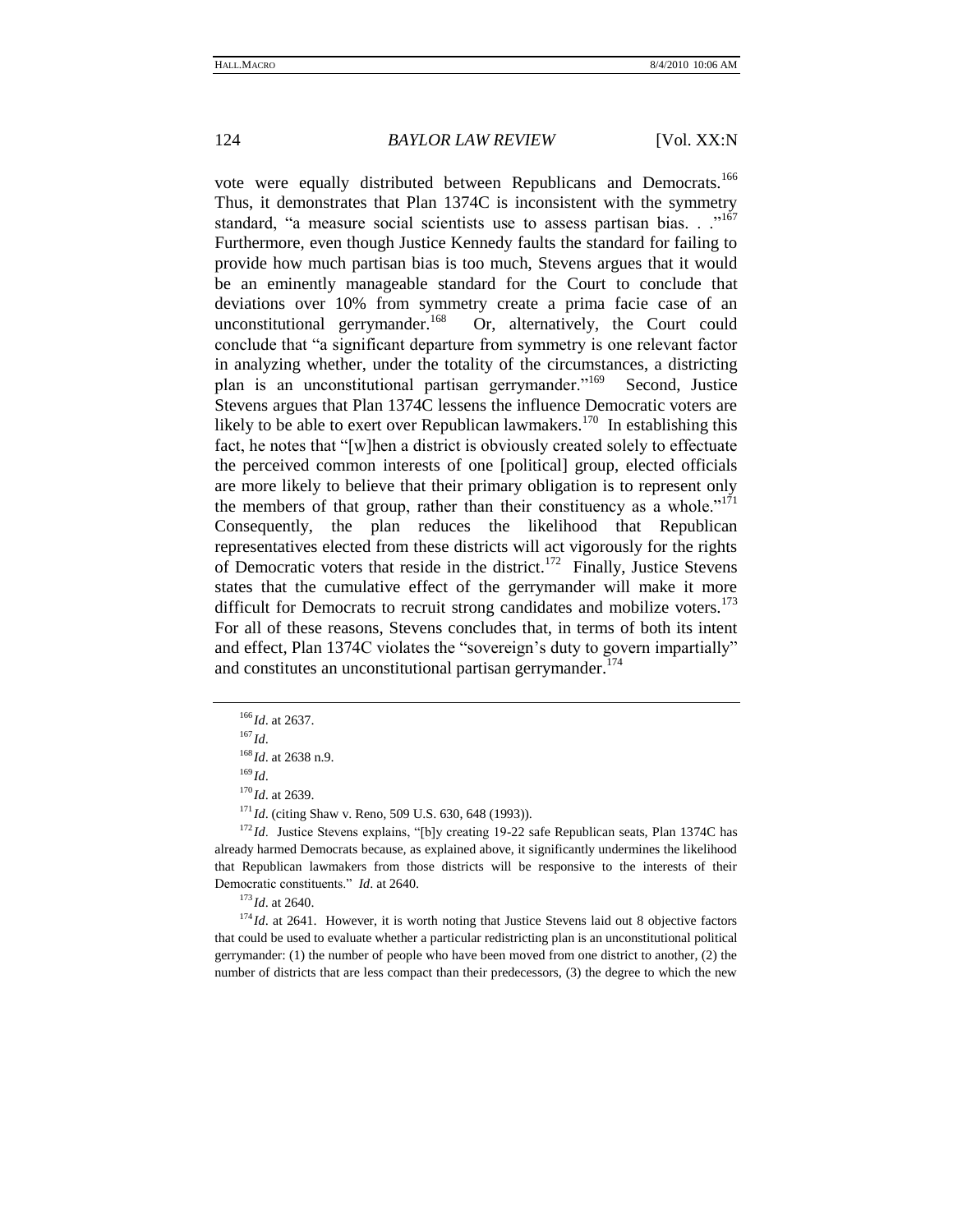vote were equally distributed between Republicans and Democrats.[166] Thus, it demonstrates that Plan 1374C is inconsistent with the symmetry standard, "a measure social scientists use to assess partisan bias. . ."[167] Furthermore, even though Justice Kennedy faults the standard for failing to provide how much partisan bias is too much, Stevens argues that it would be an eminently manageable standard for the Court to conclude that deviations over 10% from symmetry create a prima facie case of an unconstitutional gerrymander.[168] Or, alternatively, the Court could conclude that "a significant departure from symmetry is one relevant factor in analyzing whether, under the totality of the circumstances, a districting plan is an unconstitutional partisan gerrymander."[169] Second, Justice Stevens argues that Plan 1374C lessens the influence Democratic voters are likely to be able to exert over Republican lawmakers.[170] In establishing this fact, he notes that "[w]hen a district is obviously created solely to effectuate the perceived common interests of one [political] group, elected officials are more likely to believe that their primary obligation is to represent only the members of that group, rather than their constituency as a whole."[171] Consequently, the plan reduces the likelihood that Republican representatives elected from these districts will act vigorously for the rights of Democratic voters that reside in the district.[172] Finally, Justice Stevens states that the cumulative effect of the gerrymander will make it more difficult for Democrats to recruit strong candidates and mobilize voters.[173] For all of these reasons, Stevens concludes that, in terms of both its intent and effect, Plan 1374C violates the "sovereign's duty to govern impartially" and constitutes an unconstitutional partisan gerrymander.[174]

---

[166] *Id*. at 2637.

[167] *Id*.

[168] *Id*. at 2638 n.9.

[169] *Id*.

[170] *Id*. at 2639.

[171] *Id*. (citing Shaw v. Reno, 509 U.S. 630, 648 (1993)).

[172] *Id*. Justice Stevens explains, "[b]y creating 19-22 safe Republican seats, Plan 1374C has already harmed Democrats because, as explained above, it significantly undermines the likelihood that Republican lawmakers from those districts will be responsive to the interests of their Democratic constituents." *Id*. at 2640.

[173] *Id*. at 2640.

[174] *Id*. at 2641. However, it is worth noting that Justice Stevens laid out 8 objective factors that could be used to evaluate whether a particular redistricting plan is an unconstitutional political gerrymander: (1) the number of people who have been moved from one district to another, (2) the number of districts that are less compact than their predecessors, (3) the degree to which the new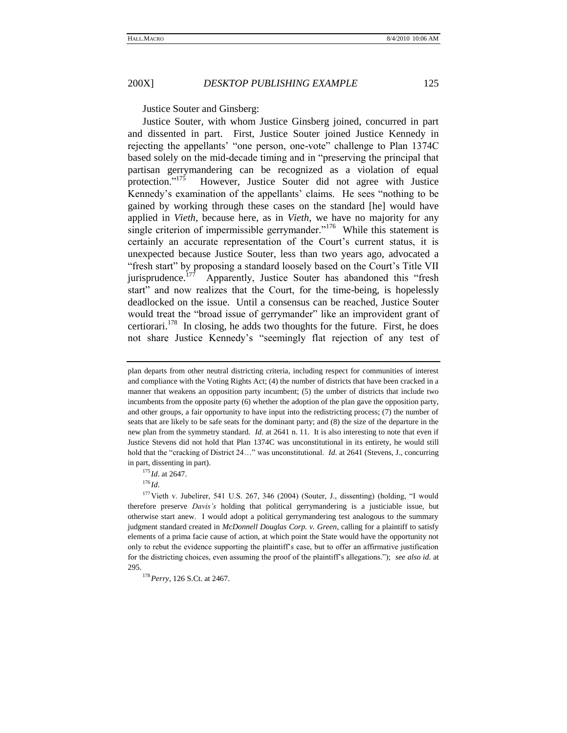Justice Souter and Ginsberg:

Justice Souter, with whom Justice Ginsberg joined, concurred in part and dissented in part. First, Justice Souter joined Justice Kennedy in rejecting the appellants' "one person, one-vote" challenge to Plan 1374C based solely on the mid-decade timing and in "preserving the principal that partisan gerrymandering can be recognized as a violation of equal protection."[175] However, Justice Souter did not agree with Justice Kennedy's examination of the appellants' claims. He sees "nothing to be gained by working through these cases on the standard [he] would have applied in *Vieth*, because here, as in *Vieth*, we have no majority for any single criterion of impermissible gerrymander."[176] While this statement is certainly an accurate representation of the Court's current status, it is unexpected because Justice Souter, less than two years ago, advocated a "fresh start" by proposing a standard loosely based on the Court's Title VII jurisprudence.[177] Apparently, Justice Souter has abandoned this "fresh start" and now realizes that the Court, for the time-being, is hopelessly deadlocked on the issue. Until a consensus can be reached, Justice Souter would treat the "broad issue of gerrymander" like an improvident grant of certiorari.[178] In closing, he adds two thoughts for the future. First, he does not share Justice Kennedy's "seemingly flat rejection of any test of

---

plan departs from other neutral districting criteria, including respect for communities of interest and compliance with the Voting Rights Act; (4) the number of districts that have been cracked in a manner that weakens an opposition party incumbent; (5) the umber of districts that include two incumbents from the opposite party (6) whether the adoption of the plan gave the opposition party, and other groups, a fair opportunity to have input into the redistricting process; (7) the number of seats that are likely to be safe seats for the dominant party; and (8) the size of the departure in the new plan from the symmetry standard. *Id*. at 2641 n. 11. It is also interesting to note that even if Justice Stevens did not hold that Plan 1374C was unconstitutional in its entirety, he would still hold that the "cracking of District 24…" was unconstitutional. *Id*. at 2641 (Stevens, J., concurring in part, dissenting in part).

[175] *Id*. at 2647.

[176] *Id*.

[177] Vieth v. Jubelirer, 541 U.S. 267, 346 (2004) (Souter, J., dissenting) (holding, "I would therefore preserve *Davis's* holding that political gerrymandering is a justiciable issue, but otherwise start anew. I would adopt a political gerrymandering test analogous to the summary judgment standard created in *McDonnell Douglas Corp. v. Green*, calling for a plaintiff to satisfy elements of a prima facie cause of action, at which point the State would have the opportunity not only to rebut the evidence supporting the plaintiff's case, but to offer an affirmative justification for the districting choices, even assuming the proof of the plaintiff's allegations."); *see also id.* at 295.

[178] *Perry*, 126 S.Ct. at 2467.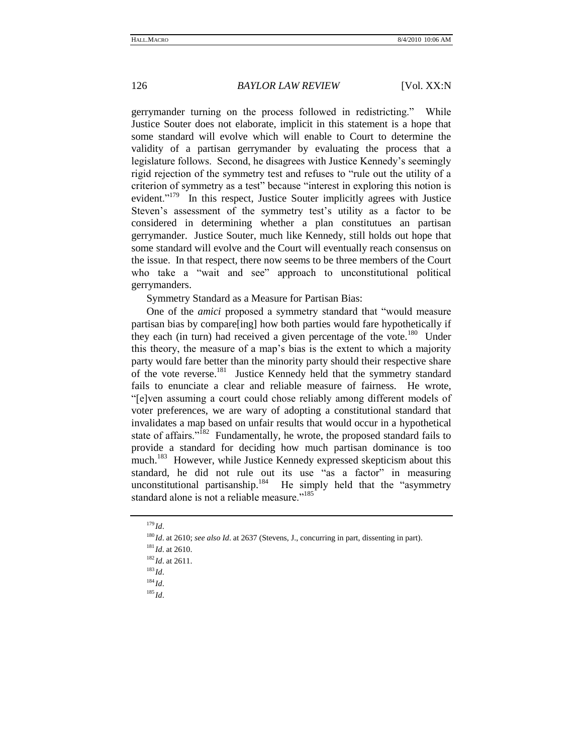gerrymander turning on the process followed in redistricting." While Justice Souter does not elaborate, implicit in this statement is a hope that some standard will evolve which will enable to Court to determine the validity of a partisan gerrymander by evaluating the process that a legislature follows. Second, he disagrees with Justice Kennedy's seemingly rigid rejection of the symmetry test and refuses to "rule out the utility of a criterion of symmetry as a test" because "interest in exploring this notion is evident."[179] In this respect, Justice Souter implicitly agrees with Justice Steven's assessment of the symmetry test's utility as a factor to be considered in determining whether a plan constitutues an partisan gerrymander. Justice Souter, much like Kennedy, still holds out hope that some standard will evolve and the Court will eventually reach consensus on the issue. In that respect, there now seems to be three members of the Court who take a "wait and see" approach to unconstitutional political gerrymanders.

Symmetry Standard as a Measure for Partisan Bias:

One of the *amici* proposed a symmetry standard that "would measure partisan bias by compare[ing] how both parties would fare hypothetically if they each (in turn) had received a given percentage of the vote.[180] Under this theory, the measure of a map's bias is the extent to which a majority party would fare better than the minority party should their respective share of the vote reverse.[181] Justice Kennedy held that the symmetry standard fails to enunciate a clear and reliable measure of fairness. He wrote, "[e]ven assuming a court could chose reliably among different models of voter preferences, we are wary of adopting a constitutional standard that invalidates a map based on unfair results that would occur in a hypothetical state of affairs."[182] Fundamentally, he wrote, the proposed standard fails to provide a standard for deciding how much partisan dominance is too much.[183] However, while Justice Kennedy expressed skepticism about this standard, he did not rule out its use "as a factor" in measuring unconstitutional partisanship.[184] He simply held that the "asymmetry standard alone is not a reliable measure."[185]

---

[179] *Id*.

[180] *Id*. at 2610; *see also Id*. at 2637 (Stevens, J., concurring in part, dissenting in part).

[181] *Id*. at 2610.

[182] *Id*. at 2611.

[183] *Id*.

[184] *Id*.

[185] *Id*.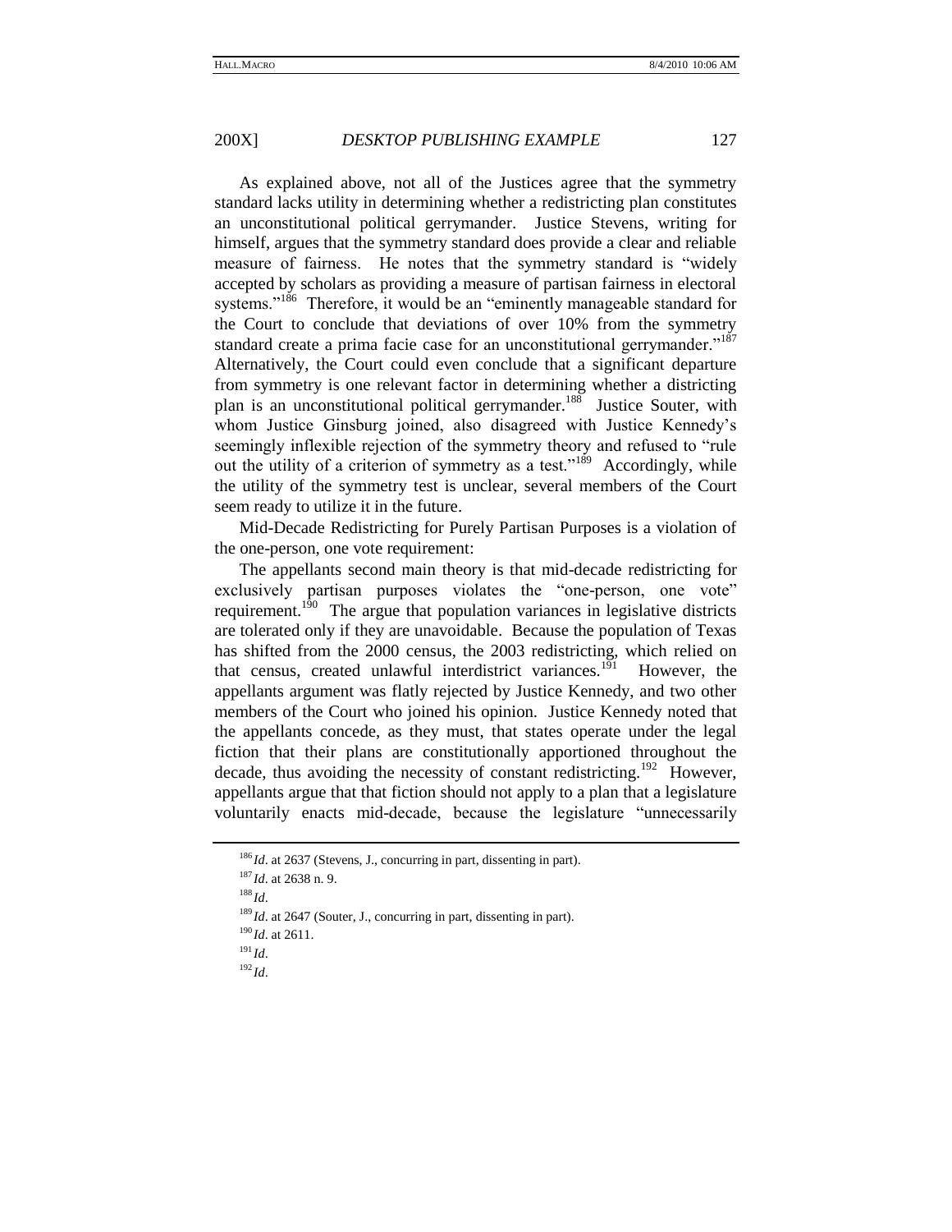As explained above, not all of the Justices agree that the symmetry standard lacks utility in determining whether a redistricting plan constitutes an unconstitutional political gerrymander. Justice Stevens, writing for himself, argues that the symmetry standard does provide a clear and reliable measure of fairness. He notes that the symmetry standard is "widely accepted by scholars as providing a measure of partisan fairness in electoral systems."[186] Therefore, it would be an "eminently manageable standard for the Court to conclude that deviations of over 10% from the symmetry standard create a prima facie case for an unconstitutional gerrymander."[187] Alternatively, the Court could even conclude that a significant departure from symmetry is one relevant factor in determining whether a districting plan is an unconstitutional political gerrymander.[188] Justice Souter, with whom Justice Ginsburg joined, also disagreed with Justice Kennedy's seemingly inflexible rejection of the symmetry theory and refused to "rule out the utility of a criterion of symmetry as a test."[189] Accordingly, while the utility of the symmetry test is unclear, several members of the Court seem ready to utilize it in the future.

Mid-Decade Redistricting for Purely Partisan Purposes is a violation of the one-person, one vote requirement:

The appellants second main theory is that mid-decade redistricting for exclusively partisan purposes violates the "one-person, one vote" requirement.[190] The argue that population variances in legislative districts are tolerated only if they are unavoidable. Because the population of Texas has shifted from the 2000 census, the 2003 redistricting, which relied on that census, created unlawful interdistrict variances.[191] However, the appellants argument was flatly rejected by Justice Kennedy, and two other members of the Court who joined his opinion. Justice Kennedy noted that the appellants concede, as they must, that states operate under the legal fiction that their plans are constitutionally apportioned throughout the decade, thus avoiding the necessity of constant redistricting.[192] However, appellants argue that that fiction should not apply to a plan that a legislature voluntarily enacts mid-decade, because the legislature "unnecessarily

---

[186] *Id*. at 2637 (Stevens, J., concurring in part, dissenting in part).

[187] *Id*. at 2638 n. 9.

[188] *Id*.

[189] *Id*. at 2647 (Souter, J., concurring in part, dissenting in part).

[190] *Id*. at 2611.

[191] *Id*.

[192] *Id*.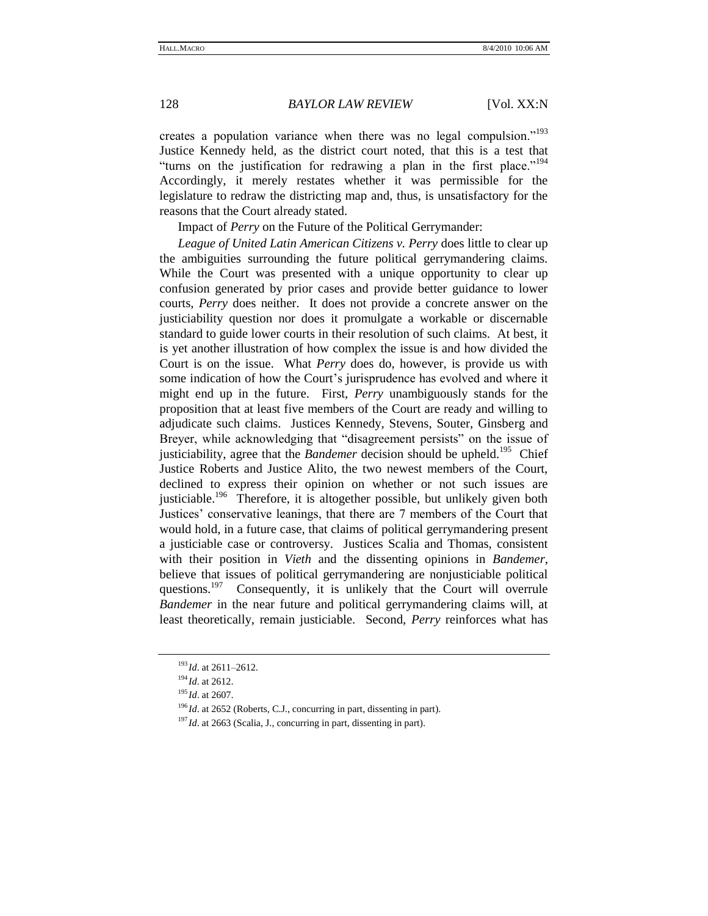creates a population variance when there was no legal compulsion."[193] Justice Kennedy held, as the district court noted, that this is a test that "turns on the justification for redrawing a plan in the first place."[194] Accordingly, it merely restates whether it was permissible for the legislature to redraw the districting map and, thus, is unsatisfactory for the reasons that the Court already stated.

Impact of *Perry* on the Future of the Political Gerrymander:

*League of United Latin American Citizens v. Perry* does little to clear up the ambiguities surrounding the future political gerrymandering claims. While the Court was presented with a unique opportunity to clear up confusion generated by prior cases and provide better guidance to lower courts, *Perry* does neither. It does not provide a concrete answer on the justiciability question nor does it promulgate a workable or discernable standard to guide lower courts in their resolution of such claims. At best, it is yet another illustration of how complex the issue is and how divided the Court is on the issue. What *Perry* does do, however, is provide us with some indication of how the Court's jurisprudence has evolved and where it might end up in the future. First, *Perry* unambiguously stands for the proposition that at least five members of the Court are ready and willing to adjudicate such claims. Justices Kennedy, Stevens, Souter, Ginsberg and Breyer, while acknowledging that "disagreement persists" on the issue of justiciability, agree that the *Bandemer* decision should be upheld.[195] Chief Justice Roberts and Justice Alito, the two newest members of the Court, declined to express their opinion on whether or not such issues are justiciable.[196] Therefore, it is altogether possible, but unlikely given both Justices' conservative leanings, that there are 7 members of the Court that would hold, in a future case, that claims of political gerrymandering present a justiciable case or controversy. Justices Scalia and Thomas, consistent with their position in *Vieth* and the dissenting opinions in *Bandemer*, believe that issues of political gerrymandering are nonjusticiable political questions.[197] Consequently, it is unlikely that the Court will overrule *Bandemer* in the near future and political gerrymandering claims will, at least theoretically, remain justiciable. Second, *Perry* reinforces what has

---

[193] *Id*. at 2611–2612.

[194] *Id*. at 2612.

[195] *Id*. at 2607.

[196] *Id*. at 2652 (Roberts, C.J., concurring in part, dissenting in part).

[197] *Id*. at 2663 (Scalia, J., concurring in part, dissenting in part).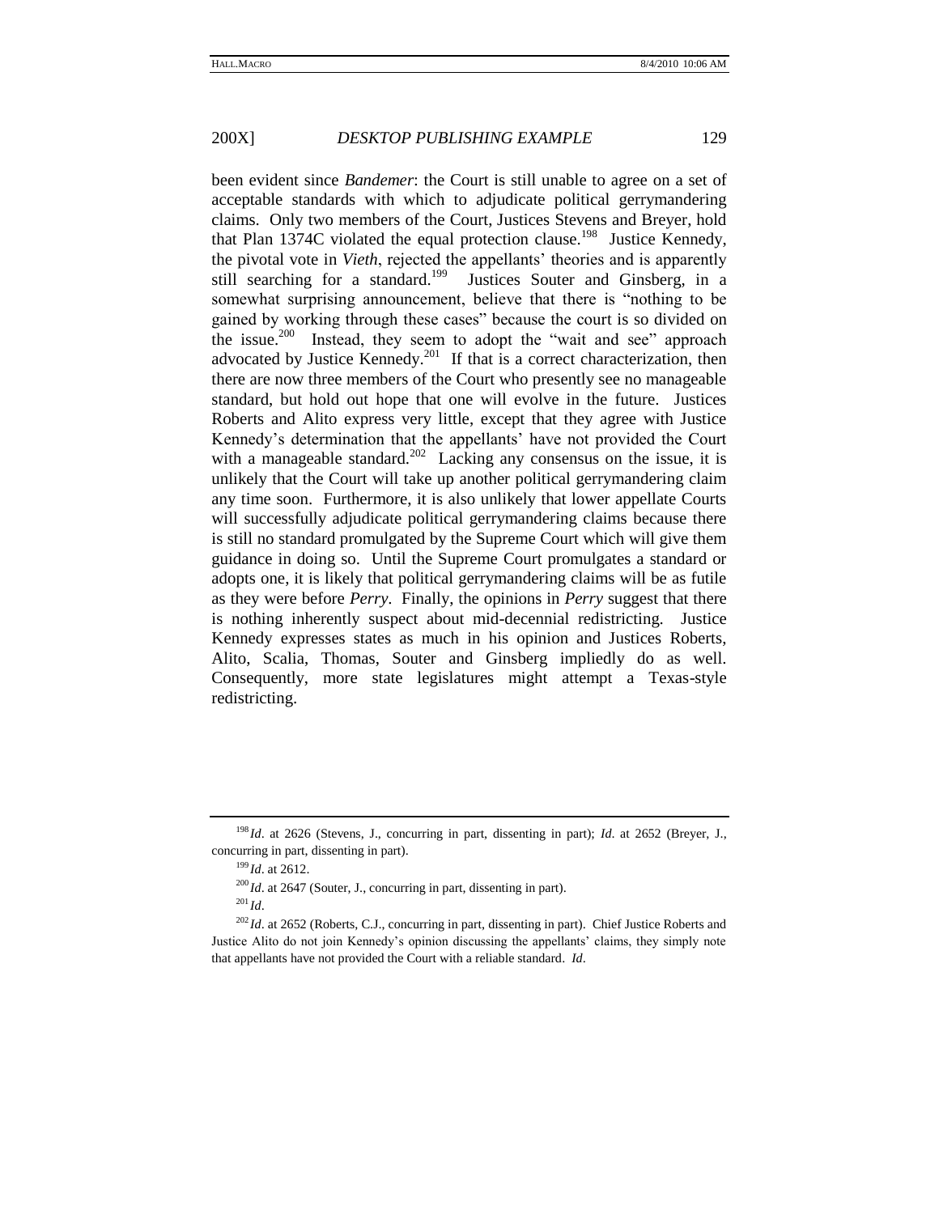been evident since *Bandemer*: the Court is still unable to agree on a set of acceptable standards with which to adjudicate political gerrymandering claims. Only two members of the Court, Justices Stevens and Breyer, hold that Plan 1374C violated the equal protection clause.[198] Justice Kennedy, the pivotal vote in *Vieth*, rejected the appellants' theories and is apparently still searching for a standard.[199] Justices Souter and Ginsberg, in a somewhat surprising announcement, believe that there is "nothing to be gained by working through these cases" because the court is so divided on the issue.[200] Instead, they seem to adopt the "wait and see" approach advocated by Justice Kennedy.[201] If that is a correct characterization, then there are now three members of the Court who presently see no manageable standard, but hold out hope that one will evolve in the future. Justices Roberts and Alito express very little, except that they agree with Justice Kennedy's determination that the appellants' have not provided the Court with a manageable standard.[202] Lacking any consensus on the issue, it is unlikely that the Court will take up another political gerrymandering claim any time soon. Furthermore, it is also unlikely that lower appellate Courts will successfully adjudicate political gerrymandering claims because there is still no standard promulgated by the Supreme Court which will give them guidance in doing so. Until the Supreme Court promulgates a standard or adopts one, it is likely that political gerrymandering claims will be as futile as they were before *Perry*. Finally, the opinions in *Perry* suggest that there is nothing inherently suspect about mid-decennial redistricting. Justice Kennedy expresses states as much in his opinion and Justices Roberts, Alito, Scalia, Thomas, Souter and Ginsberg impliedly do as well. Consequently, more state legislatures might attempt a Texas-style redistricting.

---

[198] *Id*. at 2626 (Stevens, J., concurring in part, dissenting in part); *Id*. at 2652 (Breyer, J., concurring in part, dissenting in part).

[199] *Id*. at 2612.

[200] *Id*. at 2647 (Souter, J., concurring in part, dissenting in part).

[201] *Id*.

[202] *Id*. at 2652 (Roberts, C.J., concurring in part, dissenting in part). Chief Justice Roberts and Justice Alito do not join Kennedy's opinion discussing the appellants' claims, they simply note that appellants have not provided the Court with a reliable standard. *Id*.